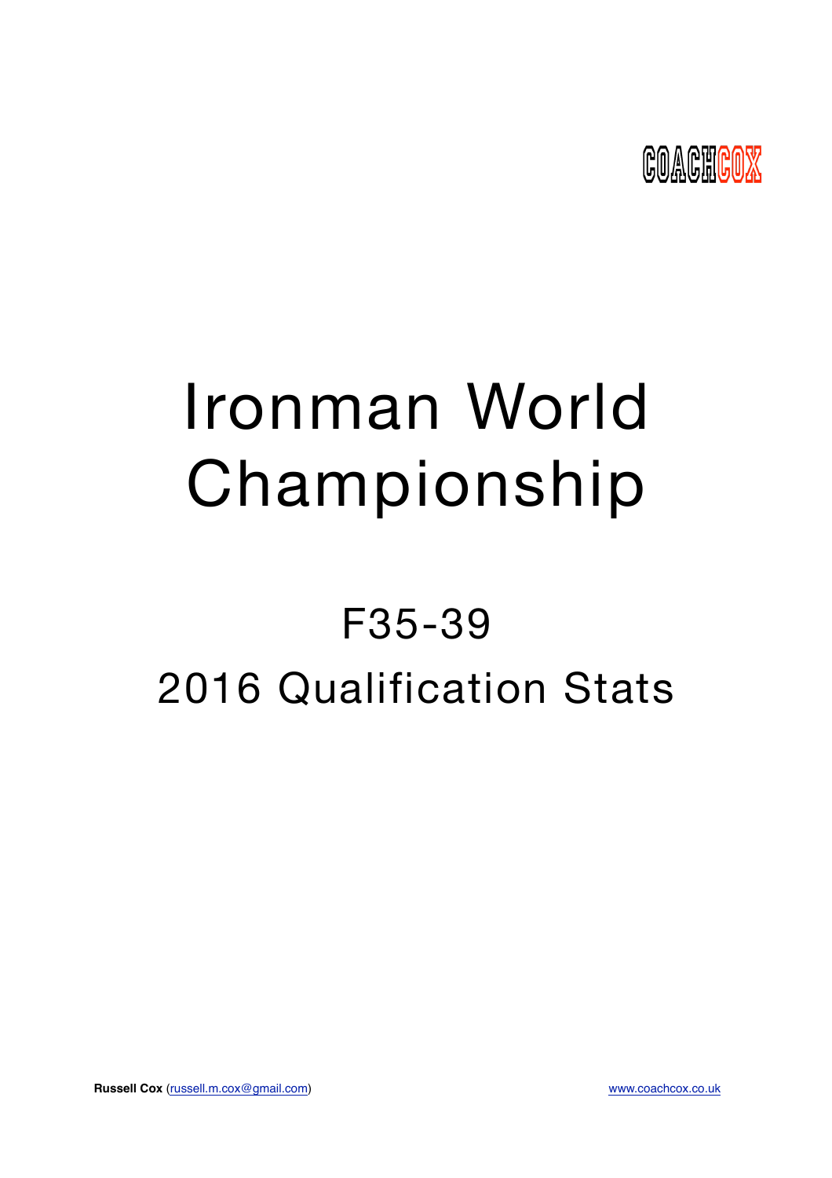COACHCOX

# Ironman World Championship

## F35-39

## 2016 Qualification Stats

**Russell Cox** (russell.m.cox@gmail.com)

www.coachcox.co.uk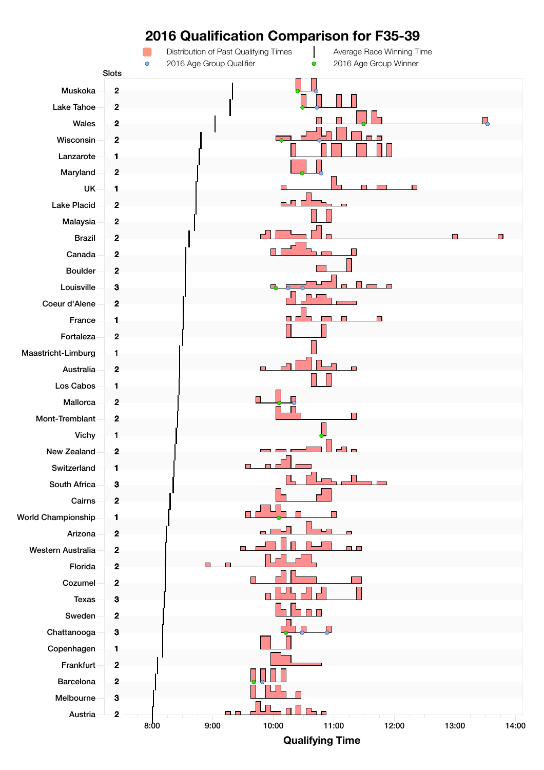# 2016 Qualification Comparison for F35-39

Distribution of Past Qualifying Times | Average Race Winning Time | 2016 Age Group Qualifier | 2016 Age Group Winner

| Race | Slots |
|---|---|
| Muskoka | 2 |
| Lake Tahoe | 2 |
| Wales | 2 |
| Wisconsin | 2 |
| Lanzarote | 1 |
| Maryland | 2 |
| UK | 1 |
| Lake Placid | 2 |
| Malaysia | 2 |
| Brazil | 2 |
| Canada | 2 |
| Boulder | 2 |
| Louisville | 3 |
| Coeur d'Alene | 2 |
| France | 1 |
| Fortaleza | 2 |
| Maastricht-Limburg | 1 |
| Australia | 2 |
| Los Cabos | 1 |
| Mallorca | 2 |
| Mont-Tremblant | 2 |
| Vichy | 1 |
| New Zealand | 2 |
| Switzerland | 1 |
| South Africa | 3 |
| Cairns | 2 |
| World Championship | 1 |
| Arizona | 2 |
| Western Australia | 2 |
| Florida | 2 |
| Cozumel | 2 |
| Texas | 3 |
| Sweden | 2 |
| Chattanooga | 3 |
| Copenhagen | 1 |
| Frankfurt | 2 |
| Barcelona | 2 |
| Melbourne | 3 |
| Austria | 2 |

Qualifying Time: 8:00, 9:00, 10:00, 11:00, 12:00, 13:00, 14:00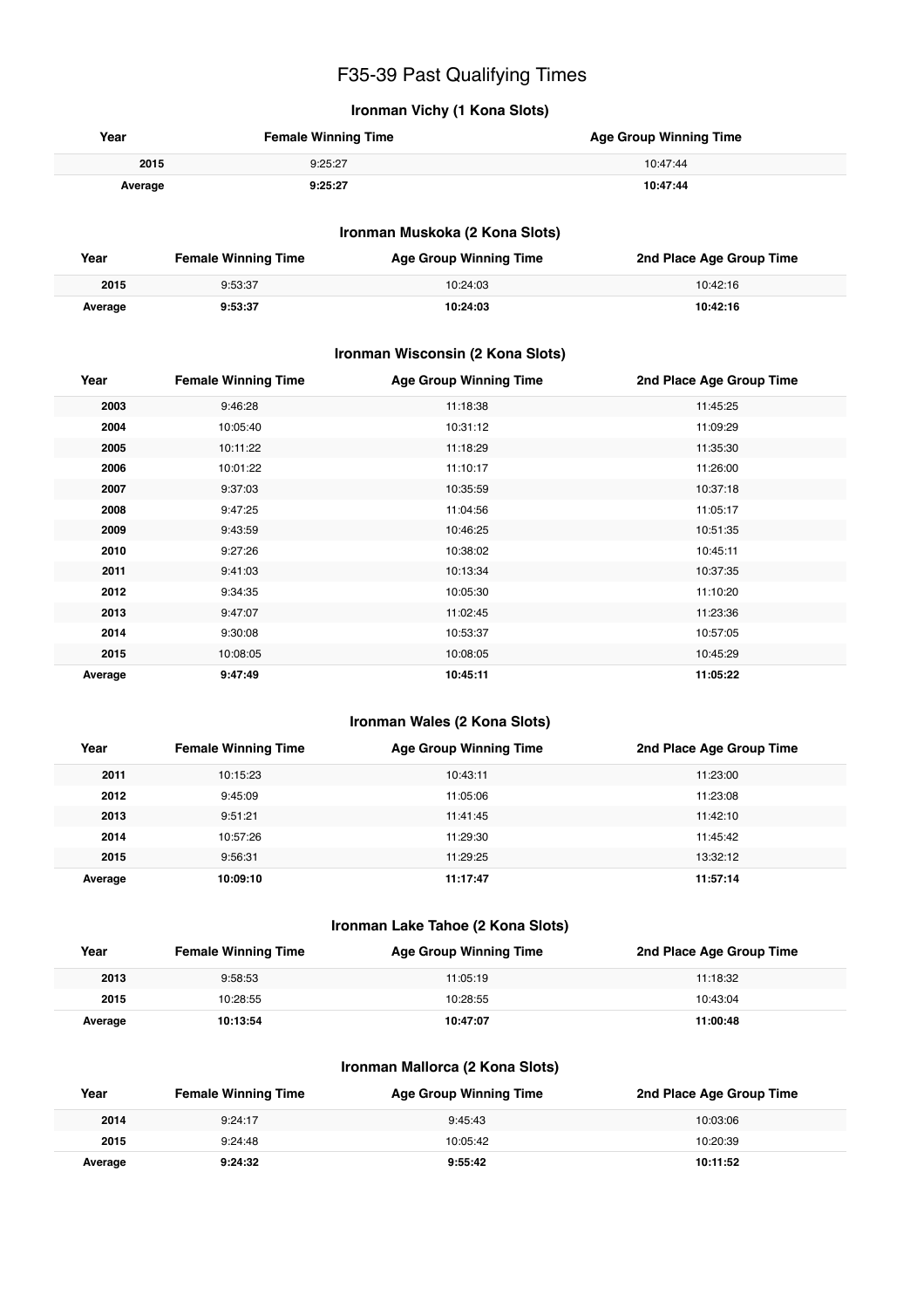# F35-39 Past Qualifying Times

### Ironman Vichy (1 Kona Slots)

| Year | Female Winning Time | Age Group Winning Time |
|---|---|---|
| **2015** | 9:25:27 | 10:47:44 |
| **Average** | **9:25:27** | **10:47:44** |

### Ironman Muskoka (2 Kona Slots)

| Year | Female Winning Time | Age Group Winning Time | 2nd Place Age Group Time |
|---|---|---|---|
| **2015** | 9:53:37 | 10:24:03 | 10:42:16 |
| **Average** | **9:53:37** | **10:24:03** | **10:42:16** |

### Ironman Wisconsin (2 Kona Slots)

| Year | Female Winning Time | Age Group Winning Time | 2nd Place Age Group Time |
|---|---|---|---|
| **2003** | 9:46:28 | 11:18:38 | 11:45:25 |
| **2004** | 10:05:40 | 10:31:12 | 11:09:29 |
| **2005** | 10:11:22 | 11:18:29 | 11:35:30 |
| **2006** | 10:01:22 | 11:10:17 | 11:26:00 |
| **2007** | 9:37:03 | 10:35:59 | 10:37:18 |
| **2008** | 9:47:25 | 11:04:56 | 11:05:17 |
| **2009** | 9:43:59 | 10:46:25 | 10:51:35 |
| **2010** | 9:27:26 | 10:38:02 | 10:45:11 |
| **2011** | 9:41:03 | 10:13:34 | 10:37:35 |
| **2012** | 9:34:35 | 10:05:30 | 11:10:20 |
| **2013** | 9:47:07 | 11:02:45 | 11:23:36 |
| **2014** | 9:30:08 | 10:53:37 | 10:57:05 |
| **2015** | 10:08:05 | 10:08:05 | 10:45:29 |
| **Average** | **9:47:49** | **10:45:11** | **11:05:22** |

### Ironman Wales (2 Kona Slots)

| Year | Female Winning Time | Age Group Winning Time | 2nd Place Age Group Time |
|---|---|---|---|
| **2011** | 10:15:23 | 10:43:11 | 11:23:00 |
| **2012** | 9:45:09 | 11:05:06 | 11:23:08 |
| **2013** | 9:51:21 | 11:41:45 | 11:42:10 |
| **2014** | 10:57:26 | 11:29:30 | 11:45:42 |
| **2015** | 9:56:31 | 11:29:25 | 13:32:12 |
| **Average** | **10:09:10** | **11:17:47** | **11:57:14** |

### Ironman Lake Tahoe (2 Kona Slots)

| Year | Female Winning Time | Age Group Winning Time | 2nd Place Age Group Time |
|---|---|---|---|
| **2013** | 9:58:53 | 11:05:19 | 11:18:32 |
| **2015** | 10:28:55 | 10:28:55 | 10:43:04 |
| **Average** | **10:13:54** | **10:47:07** | **11:00:48** |

### Ironman Mallorca (2 Kona Slots)

| Year | Female Winning Time | Age Group Winning Time | 2nd Place Age Group Time |
|---|---|---|---|
| **2014** | 9:24:17 | 9:45:43 | 10:03:06 |
| **2015** | 9:24:48 | 10:05:42 | 10:20:39 |
| **Average** | **9:24:32** | **9:55:42** | **10:11:52** |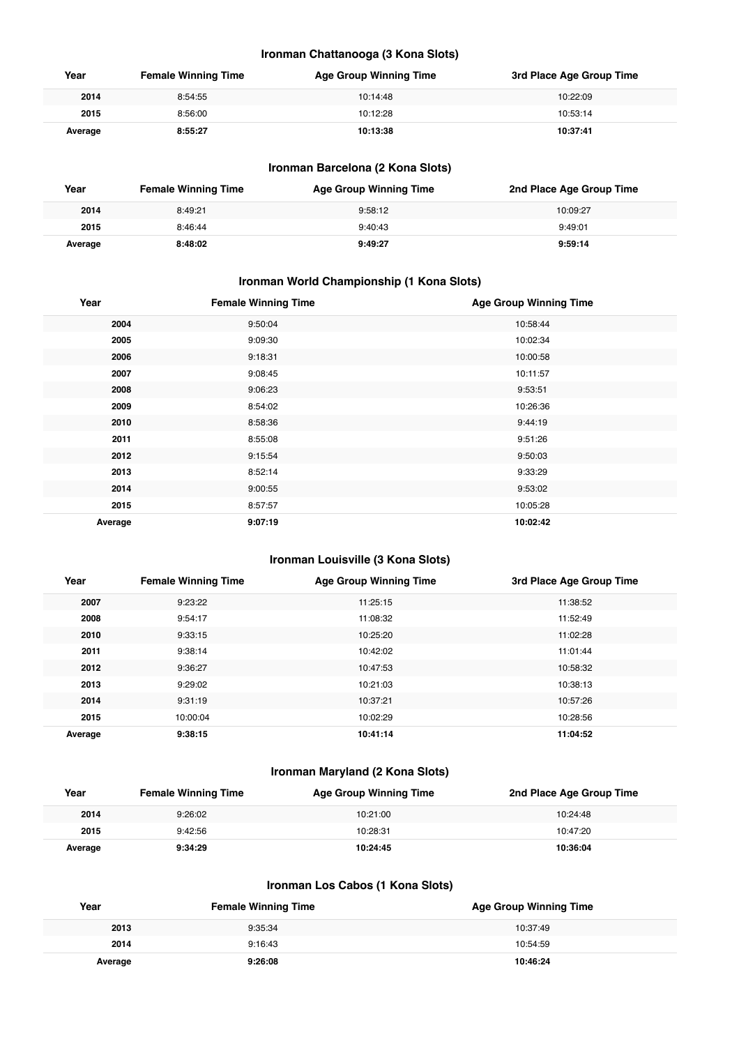### Ironman Chattanooga (3 Kona Slots)

| Year | Female Winning Time | Age Group Winning Time | 3rd Place Age Group Time |
|---|---|---|---|
| 2014 | 8:54:55 | 10:14:48 | 10:22:09 |
| 2015 | 8:56:00 | 10:12:28 | 10:53:14 |
| **Average** | **8:55:27** | **10:13:38** | **10:37:41** |

### Ironman Barcelona (2 Kona Slots)

| Year | Female Winning Time | Age Group Winning Time | 2nd Place Age Group Time |
|---|---|---|---|
| 2014 | 8:49:21 | 9:58:12 | 10:09:27 |
| 2015 | 8:46:44 | 9:40:43 | 9:49:01 |
| **Average** | **8:48:02** | **9:49:27** | **9:59:14** |

### Ironman World Championship (1 Kona Slots)

| Year | Female Winning Time | Age Group Winning Time |
|---|---|---|
| 2004 | 9:50:04 | 10:58:44 |
| 2005 | 9:09:30 | 10:02:34 |
| 2006 | 9:18:31 | 10:00:58 |
| 2007 | 9:08:45 | 10:11:57 |
| 2008 | 9:06:23 | 9:53:51 |
| 2009 | 8:54:02 | 10:26:36 |
| 2010 | 8:58:36 | 9:44:19 |
| 2011 | 8:55:08 | 9:51:26 |
| 2012 | 9:15:54 | 9:50:03 |
| 2013 | 8:52:14 | 9:33:29 |
| 2014 | 9:00:55 | 9:53:02 |
| 2015 | 8:57:57 | 10:05:28 |
| **Average** | **9:07:19** | **10:02:42** |

### Ironman Louisville (3 Kona Slots)

| Year | Female Winning Time | Age Group Winning Time | 3rd Place Age Group Time |
|---|---|---|---|
| 2007 | 9:23:22 | 11:25:15 | 11:38:52 |
| 2008 | 9:54:17 | 11:08:32 | 11:52:49 |
| 2010 | 9:33:15 | 10:25:20 | 11:02:28 |
| 2011 | 9:38:14 | 10:42:02 | 11:01:44 |
| 2012 | 9:36:27 | 10:47:53 | 10:58:32 |
| 2013 | 9:29:02 | 10:21:03 | 10:38:13 |
| 2014 | 9:31:19 | 10:37:21 | 10:57:26 |
| 2015 | 10:00:04 | 10:02:29 | 10:28:56 |
| **Average** | **9:38:15** | **10:41:14** | **11:04:52** |

### Ironman Maryland (2 Kona Slots)

| Year | Female Winning Time | Age Group Winning Time | 2nd Place Age Group Time |
|---|---|---|---|
| 2014 | 9:26:02 | 10:21:00 | 10:24:48 |
| 2015 | 9:42:56 | 10:28:31 | 10:47:20 |
| **Average** | **9:34:29** | **10:24:45** | **10:36:04** |

### Ironman Los Cabos (1 Kona Slots)

| Year | Female Winning Time | Age Group Winning Time |
|---|---|---|
| 2013 | 9:35:34 | 10:37:49 |
| 2014 | 9:16:43 | 10:54:59 |
| **Average** | **9:26:08** | **10:46:24** |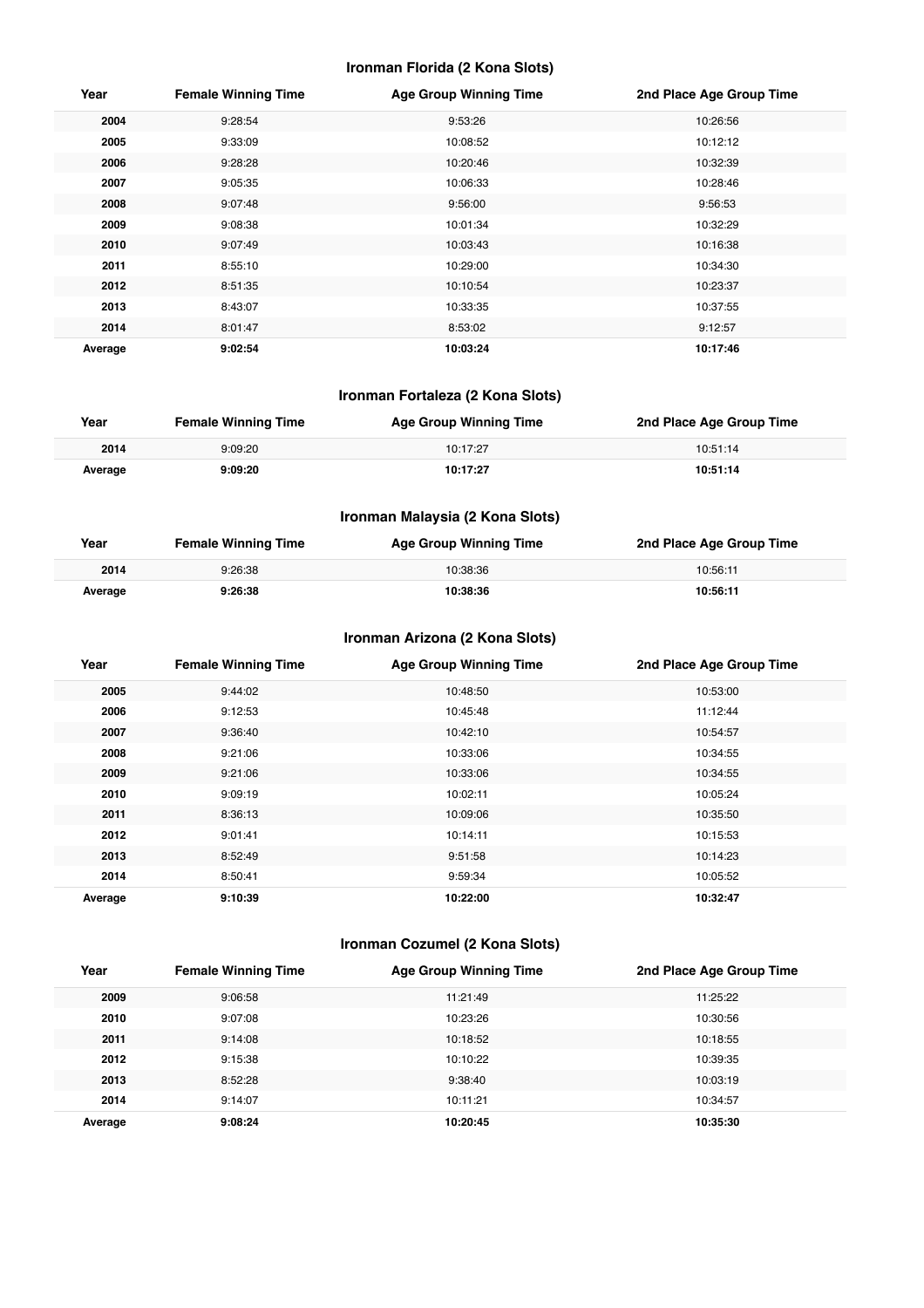### Ironman Florida (2 Kona Slots)

| Year | Female Winning Time | Age Group Winning Time | 2nd Place Age Group Time |
|---|---|---|---|
| **2004** | 9:28:54 | 9:53:26 | 10:26:56 |
| **2005** | 9:33:09 | 10:08:52 | 10:12:12 |
| **2006** | 9:28:28 | 10:20:46 | 10:32:39 |
| **2007** | 9:05:35 | 10:06:33 | 10:28:46 |
| **2008** | 9:07:48 | 9:56:00 | 9:56:53 |
| **2009** | 9:08:38 | 10:01:34 | 10:32:29 |
| **2010** | 9:07:49 | 10:03:43 | 10:16:38 |
| **2011** | 8:55:10 | 10:29:00 | 10:34:30 |
| **2012** | 8:51:35 | 10:10:54 | 10:23:37 |
| **2013** | 8:43:07 | 10:33:35 | 10:37:55 |
| **2014** | 8:01:47 | 8:53:02 | 9:12:57 |
| **Average** | **9:02:54** | **10:03:24** | **10:17:46** |

### Ironman Fortaleza (2 Kona Slots)

| Year | Female Winning Time | Age Group Winning Time | 2nd Place Age Group Time |
|---|---|---|---|
| **2014** | 9:09:20 | 10:17:27 | 10:51:14 |
| **Average** | **9:09:20** | **10:17:27** | **10:51:14** |

### Ironman Malaysia (2 Kona Slots)

| Year | Female Winning Time | Age Group Winning Time | 2nd Place Age Group Time |
|---|---|---|---|
| **2014** | 9:26:38 | 10:38:36 | 10:56:11 |
| **Average** | **9:26:38** | **10:38:36** | **10:56:11** |

### Ironman Arizona (2 Kona Slots)

| Year | Female Winning Time | Age Group Winning Time | 2nd Place Age Group Time |
|---|---|---|---|
| **2005** | 9:44:02 | 10:48:50 | 10:53:00 |
| **2006** | 9:12:53 | 10:45:48 | 11:12:44 |
| **2007** | 9:36:40 | 10:42:10 | 10:54:57 |
| **2008** | 9:21:06 | 10:33:06 | 10:34:55 |
| **2009** | 9:21:06 | 10:33:06 | 10:34:55 |
| **2010** | 9:09:19 | 10:02:11 | 10:05:24 |
| **2011** | 8:36:13 | 10:09:06 | 10:35:50 |
| **2012** | 9:01:41 | 10:14:11 | 10:15:53 |
| **2013** | 8:52:49 | 9:51:58 | 10:14:23 |
| **2014** | 8:50:41 | 9:59:34 | 10:05:52 |
| **Average** | **9:10:39** | **10:22:00** | **10:32:47** |

### Ironman Cozumel (2 Kona Slots)

| Year | Female Winning Time | Age Group Winning Time | 2nd Place Age Group Time |
|---|---|---|---|
| **2009** | 9:06:58 | 11:21:49 | 11:25:22 |
| **2010** | 9:07:08 | 10:23:26 | 10:30:56 |
| **2011** | 9:14:08 | 10:18:52 | 10:18:55 |
| **2012** | 9:15:38 | 10:10:22 | 10:39:35 |
| **2013** | 8:52:28 | 9:38:40 | 10:03:19 |
| **2014** | 9:14:07 | 10:11:21 | 10:34:57 |
| **Average** | **9:08:24** | **10:20:45** | **10:35:30** |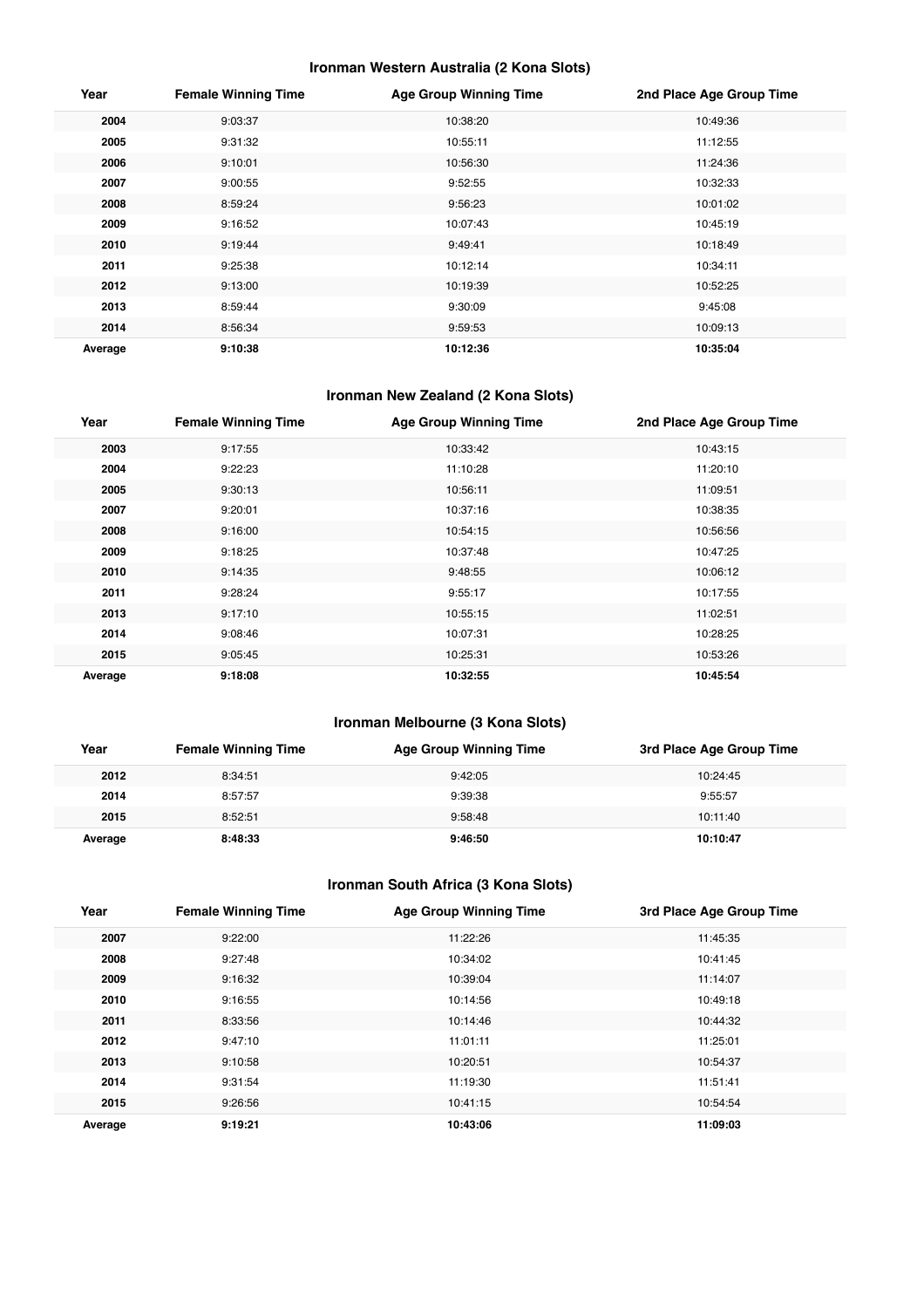### Ironman Western Australia (2 Kona Slots)

| Year | Female Winning Time | Age Group Winning Time | 2nd Place Age Group Time |
| --- | --- | --- | --- |
| **2004** | 9:03:37 | 10:38:20 | 10:49:36 |
| **2005** | 9:31:32 | 10:55:11 | 11:12:55 |
| **2006** | 9:10:01 | 10:56:30 | 11:24:36 |
| **2007** | 9:00:55 | 9:52:55 | 10:32:33 |
| **2008** | 8:59:24 | 9:56:23 | 10:01:02 |
| **2009** | 9:16:52 | 10:07:43 | 10:45:19 |
| **2010** | 9:19:44 | 9:49:41 | 10:18:49 |
| **2011** | 9:25:38 | 10:12:14 | 10:34:11 |
| **2012** | 9:13:00 | 10:19:39 | 10:52:25 |
| **2013** | 8:59:44 | 9:30:09 | 9:45:08 |
| **2014** | 8:56:34 | 9:59:53 | 10:09:13 |
| **Average** | **9:10:38** | **10:12:36** | **10:35:04** |

### Ironman New Zealand (2 Kona Slots)

| Year | Female Winning Time | Age Group Winning Time | 2nd Place Age Group Time |
| --- | --- | --- | --- |
| **2003** | 9:17:55 | 10:33:42 | 10:43:15 |
| **2004** | 9:22:23 | 11:10:28 | 11:20:10 |
| **2005** | 9:30:13 | 10:56:11 | 11:09:51 |
| **2007** | 9:20:01 | 10:37:16 | 10:38:35 |
| **2008** | 9:16:00 | 10:54:15 | 10:56:56 |
| **2009** | 9:18:25 | 10:37:48 | 10:47:25 |
| **2010** | 9:14:35 | 9:48:55 | 10:06:12 |
| **2011** | 9:28:24 | 9:55:17 | 10:17:55 |
| **2013** | 9:17:10 | 10:55:15 | 11:02:51 |
| **2014** | 9:08:46 | 10:07:31 | 10:28:25 |
| **2015** | 9:05:45 | 10:25:31 | 10:53:26 |
| **Average** | **9:18:08** | **10:32:55** | **10:45:54** |

### Ironman Melbourne (3 Kona Slots)

| Year | Female Winning Time | Age Group Winning Time | 3rd Place Age Group Time |
| --- | --- | --- | --- |
| **2012** | 8:34:51 | 9:42:05 | 10:24:45 |
| **2014** | 8:57:57 | 9:39:38 | 9:55:57 |
| **2015** | 8:52:51 | 9:58:48 | 10:11:40 |
| **Average** | **8:48:33** | **9:46:50** | **10:10:47** |

### Ironman South Africa (3 Kona Slots)

| Year | Female Winning Time | Age Group Winning Time | 3rd Place Age Group Time |
| --- | --- | --- | --- |
| **2007** | 9:22:00 | 11:22:26 | 11:45:35 |
| **2008** | 9:27:48 | 10:34:02 | 10:41:45 |
| **2009** | 9:16:32 | 10:39:04 | 11:14:07 |
| **2010** | 9:16:55 | 10:14:56 | 10:49:18 |
| **2011** | 8:33:56 | 10:14:46 | 10:44:32 |
| **2012** | 9:47:10 | 11:01:11 | 11:25:01 |
| **2013** | 9:10:58 | 10:20:51 | 10:54:37 |
| **2014** | 9:31:54 | 11:19:30 | 11:51:41 |
| **2015** | 9:26:56 | 10:41:15 | 10:54:54 |
| **Average** | **9:19:21** | **10:43:06** | **11:09:03** |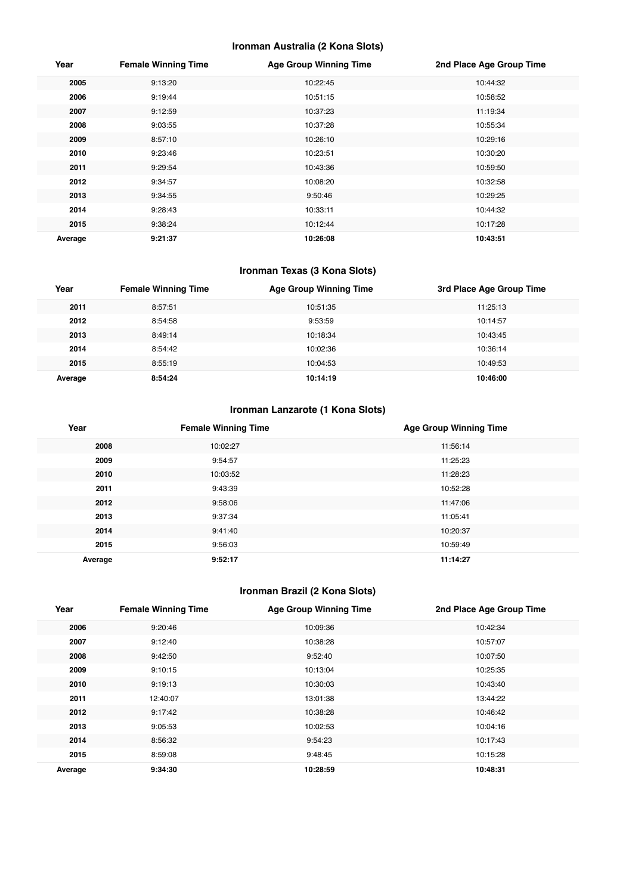### Ironman Australia (2 Kona Slots)

| Year | Female Winning Time | Age Group Winning Time | 2nd Place Age Group Time |
|---|---|---|---|
| **2005** | 9:13:20 | 10:22:45 | 10:44:32 |
| **2006** | 9:19:44 | 10:51:15 | 10:58:52 |
| **2007** | 9:12:59 | 10:37:23 | 11:19:34 |
| **2008** | 9:03:55 | 10:37:28 | 10:55:34 |
| **2009** | 8:57:10 | 10:26:10 | 10:29:16 |
| **2010** | 9:23:46 | 10:23:51 | 10:30:20 |
| **2011** | 9:29:54 | 10:43:36 | 10:59:50 |
| **2012** | 9:34:57 | 10:08:20 | 10:32:58 |
| **2013** | 9:34:55 | 9:50:46 | 10:29:25 |
| **2014** | 9:28:43 | 10:33:11 | 10:44:32 |
| **2015** | 9:38:24 | 10:12:44 | 10:17:28 |
| **Average** | **9:21:37** | **10:26:08** | **10:43:51** |

### Ironman Texas (3 Kona Slots)

| Year | Female Winning Time | Age Group Winning Time | 3rd Place Age Group Time |
|---|---|---|---|
| **2011** | 8:57:51 | 10:51:35 | 11:25:13 |
| **2012** | 8:54:58 | 9:53:59 | 10:14:57 |
| **2013** | 8:49:14 | 10:18:34 | 10:43:45 |
| **2014** | 8:54:42 | 10:02:36 | 10:36:14 |
| **2015** | 8:55:19 | 10:04:53 | 10:49:53 |
| **Average** | **8:54:24** | **10:14:19** | **10:46:00** |

### Ironman Lanzarote (1 Kona Slots)

| Year | Female Winning Time | Age Group Winning Time |
|---|---|---|
| **2008** | 10:02:27 | 11:56:14 |
| **2009** | 9:54:57 | 11:25:23 |
| **2010** | 10:03:52 | 11:28:23 |
| **2011** | 9:43:39 | 10:52:28 |
| **2012** | 9:58:06 | 11:47:06 |
| **2013** | 9:37:34 | 11:05:41 |
| **2014** | 9:41:40 | 10:20:37 |
| **2015** | 9:56:03 | 10:59:49 |
| **Average** | **9:52:17** | **11:14:27** |

### Ironman Brazil (2 Kona Slots)

| Year | Female Winning Time | Age Group Winning Time | 2nd Place Age Group Time |
|---|---|---|---|
| **2006** | 9:20:46 | 10:09:36 | 10:42:34 |
| **2007** | 9:12:40 | 10:38:28 | 10:57:07 |
| **2008** | 9:42:50 | 9:52:40 | 10:07:50 |
| **2009** | 9:10:15 | 10:13:04 | 10:25:35 |
| **2010** | 9:19:13 | 10:30:03 | 10:43:40 |
| **2011** | 12:40:07 | 13:01:38 | 13:44:22 |
| **2012** | 9:17:42 | 10:38:28 | 10:46:42 |
| **2013** | 9:05:53 | 10:02:53 | 10:04:16 |
| **2014** | 8:56:32 | 9:54:23 | 10:17:43 |
| **2015** | 8:59:08 | 9:48:45 | 10:15:28 |
| **Average** | **9:34:30** | **10:28:59** | **10:48:31** |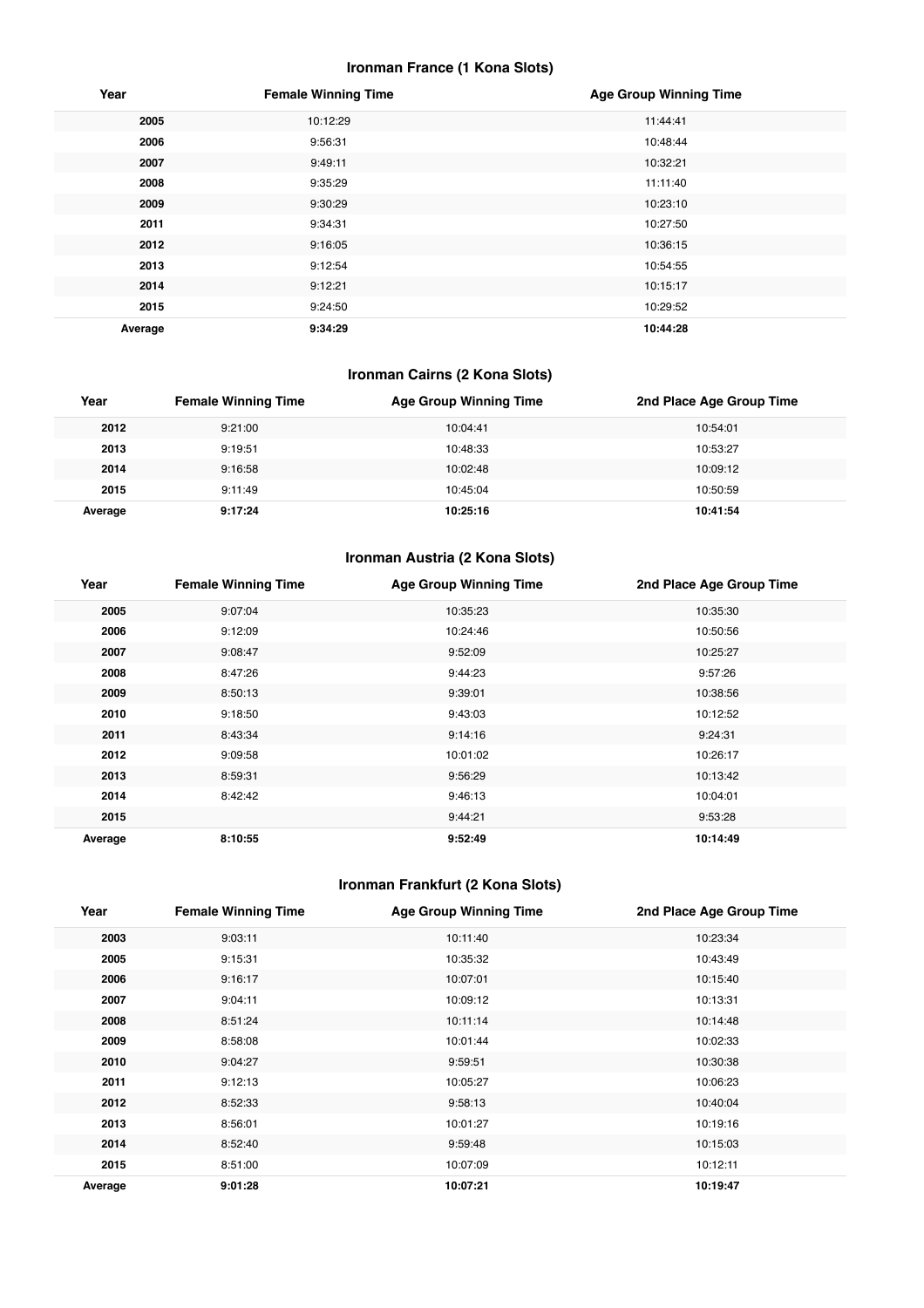### Ironman France (1 Kona Slots)

| Year | Female Winning Time | Age Group Winning Time |
|---|---|---|
| 2005 | 10:12:29 | 11:44:41 |
| 2006 | 9:56:31 | 10:48:44 |
| 2007 | 9:49:11 | 10:32:21 |
| 2008 | 9:35:29 | 11:11:40 |
| 2009 | 9:30:29 | 10:23:10 |
| 2011 | 9:34:31 | 10:27:50 |
| 2012 | 9:16:05 | 10:36:15 |
| 2013 | 9:12:54 | 10:54:55 |
| 2014 | 9:12:21 | 10:15:17 |
| 2015 | 9:24:50 | 10:29:52 |
| **Average** | **9:34:29** | **10:44:28** |

### Ironman Cairns (2 Kona Slots)

| Year | Female Winning Time | Age Group Winning Time | 2nd Place Age Group Time |
|---|---|---|---|
| 2012 | 9:21:00 | 10:04:41 | 10:54:01 |
| 2013 | 9:19:51 | 10:48:33 | 10:53:27 |
| 2014 | 9:16:58 | 10:02:48 | 10:09:12 |
| 2015 | 9:11:49 | 10:45:04 | 10:50:59 |
| **Average** | **9:17:24** | **10:25:16** | **10:41:54** |

### Ironman Austria (2 Kona Slots)

| Year | Female Winning Time | Age Group Winning Time | 2nd Place Age Group Time |
|---|---|---|---|
| 2005 | 9:07:04 | 10:35:23 | 10:35:30 |
| 2006 | 9:12:09 | 10:24:46 | 10:50:56 |
| 2007 | 9:08:47 | 9:52:09 | 10:25:27 |
| 2008 | 8:47:26 | 9:44:23 | 9:57:26 |
| 2009 | 8:50:13 | 9:39:01 | 10:38:56 |
| 2010 | 9:18:50 | 9:43:03 | 10:12:52 |
| 2011 | 8:43:34 | 9:14:16 | 9:24:31 |
| 2012 | 9:09:58 | 10:01:02 | 10:26:17 |
| 2013 | 8:59:31 | 9:56:29 | 10:13:42 |
| 2014 | 8:42:42 | 9:46:13 | 10:04:01 |
| 2015 | | 9:44:21 | 9:53:28 |
| **Average** | **8:10:55** | **9:52:49** | **10:14:49** |

### Ironman Frankfurt (2 Kona Slots)

| Year | Female Winning Time | Age Group Winning Time | 2nd Place Age Group Time |
|---|---|---|---|
| 2003 | 9:03:11 | 10:11:40 | 10:23:34 |
| 2005 | 9:15:31 | 10:35:32 | 10:43:49 |
| 2006 | 9:16:17 | 10:07:01 | 10:15:40 |
| 2007 | 9:04:11 | 10:09:12 | 10:13:31 |
| 2008 | 8:51:24 | 10:11:14 | 10:14:48 |
| 2009 | 8:58:08 | 10:01:44 | 10:02:33 |
| 2010 | 9:04:27 | 9:59:51 | 10:30:38 |
| 2011 | 9:12:13 | 10:05:27 | 10:06:23 |
| 2012 | 8:52:33 | 9:58:13 | 10:40:04 |
| 2013 | 8:56:01 | 10:01:27 | 10:19:16 |
| 2014 | 8:52:40 | 9:59:48 | 10:15:03 |
| 2015 | 8:51:00 | 10:07:09 | 10:12:11 |
| **Average** | **9:01:28** | **10:07:21** | **10:19:47** |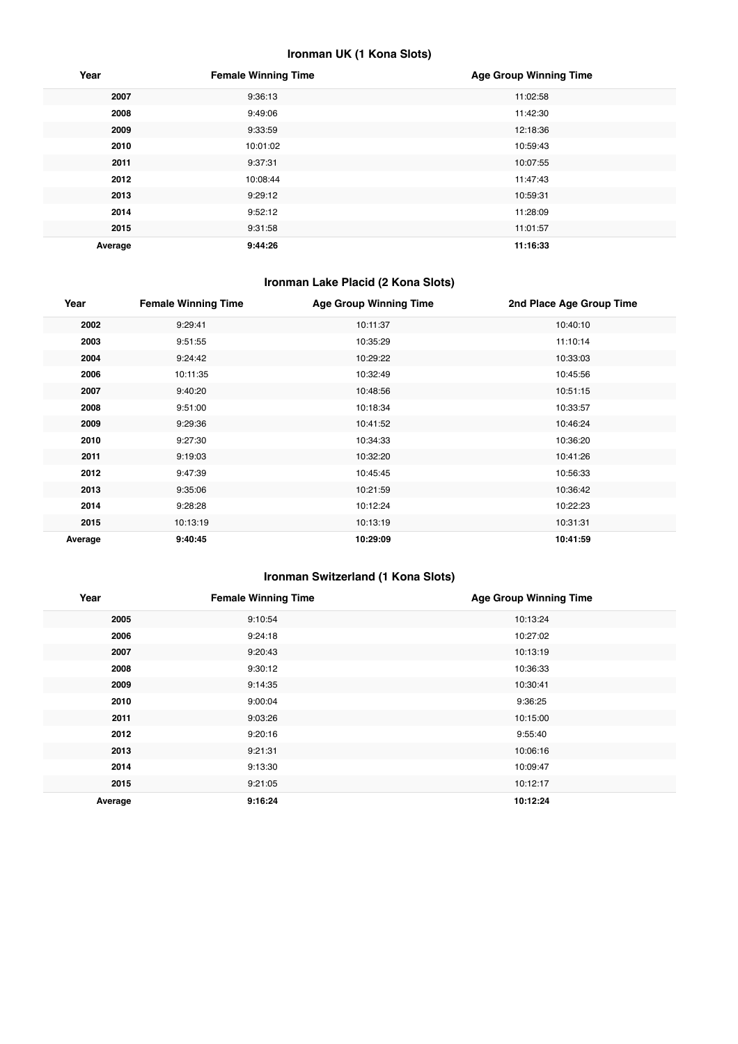### Ironman UK (1 Kona Slots)

| Year | Female Winning Time | Age Group Winning Time |
|---|---|---|
| **2007** | 9:36:13 | 11:02:58 |
| **2008** | 9:49:06 | 11:42:30 |
| **2009** | 9:33:59 | 12:18:36 |
| **2010** | 10:01:02 | 10:59:43 |
| **2011** | 9:37:31 | 10:07:55 |
| **2012** | 10:08:44 | 11:47:43 |
| **2013** | 9:29:12 | 10:59:31 |
| **2014** | 9:52:12 | 11:28:09 |
| **2015** | 9:31:58 | 11:01:57 |
| **Average** | **9:44:26** | **11:16:33** |

### Ironman Lake Placid (2 Kona Slots)

| Year | Female Winning Time | Age Group Winning Time | 2nd Place Age Group Time |
|---|---|---|---|
| **2002** | 9:29:41 | 10:11:37 | 10:40:10 |
| **2003** | 9:51:55 | 10:35:29 | 11:10:14 |
| **2004** | 9:24:42 | 10:29:22 | 10:33:03 |
| **2006** | 10:11:35 | 10:32:49 | 10:45:56 |
| **2007** | 9:40:20 | 10:48:56 | 10:51:15 |
| **2008** | 9:51:00 | 10:18:34 | 10:33:57 |
| **2009** | 9:29:36 | 10:41:52 | 10:46:24 |
| **2010** | 9:27:30 | 10:34:33 | 10:36:20 |
| **2011** | 9:19:03 | 10:32:20 | 10:41:26 |
| **2012** | 9:47:39 | 10:45:45 | 10:56:33 |
| **2013** | 9:35:06 | 10:21:59 | 10:36:42 |
| **2014** | 9:28:28 | 10:12:24 | 10:22:23 |
| **2015** | 10:13:19 | 10:13:19 | 10:31:31 |
| **Average** | **9:40:45** | **10:29:09** | **10:41:59** |

### Ironman Switzerland (1 Kona Slots)

| Year | Female Winning Time | Age Group Winning Time |
|---|---|---|
| **2005** | 9:10:54 | 10:13:24 |
| **2006** | 9:24:18 | 10:27:02 |
| **2007** | 9:20:43 | 10:13:19 |
| **2008** | 9:30:12 | 10:36:33 |
| **2009** | 9:14:35 | 10:30:41 |
| **2010** | 9:00:04 | 9:36:25 |
| **2011** | 9:03:26 | 10:15:00 |
| **2012** | 9:20:16 | 9:55:40 |
| **2013** | 9:21:31 | 10:06:16 |
| **2014** | 9:13:30 | 10:09:47 |
| **2015** | 9:21:05 | 10:12:17 |
| **Average** | **9:16:24** | **10:12:24** |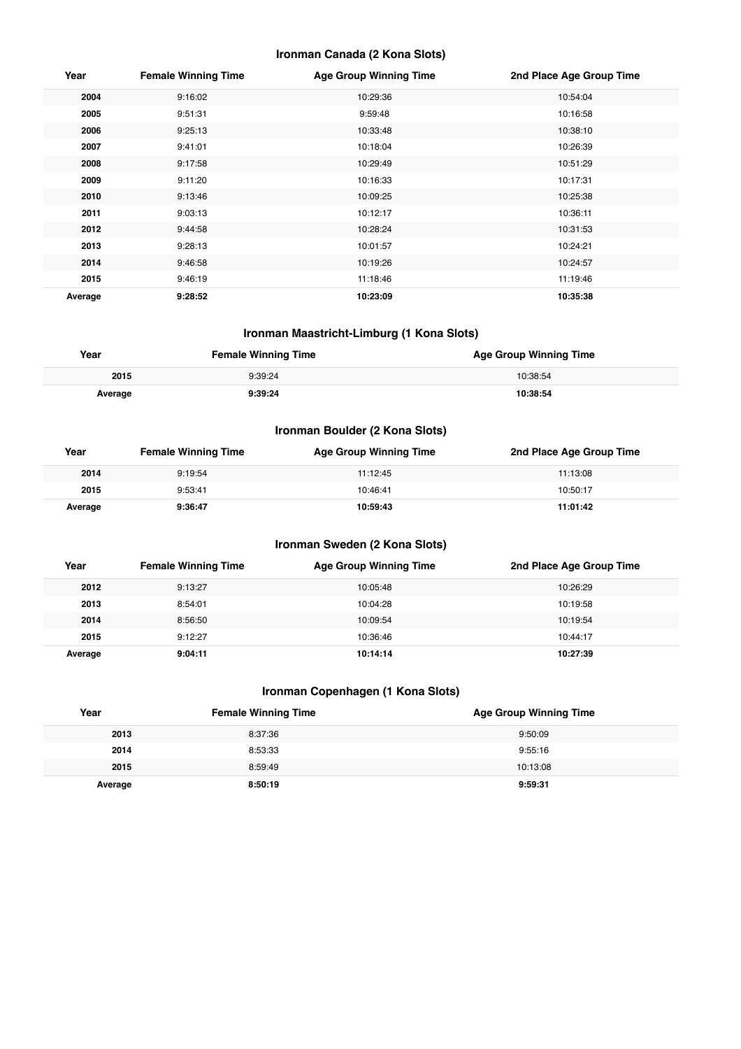### Ironman Canada (2 Kona Slots)

| Year | Female Winning Time | Age Group Winning Time | 2nd Place Age Group Time |
|---|---|---|---|
| **2004** | 9:16:02 | 10:29:36 | 10:54:04 |
| **2005** | 9:51:31 | 9:59:48 | 10:16:58 |
| **2006** | 9:25:13 | 10:33:48 | 10:38:10 |
| **2007** | 9:41:01 | 10:18:04 | 10:26:39 |
| **2008** | 9:17:58 | 10:29:49 | 10:51:29 |
| **2009** | 9:11:20 | 10:16:33 | 10:17:31 |
| **2010** | 9:13:46 | 10:09:25 | 10:25:38 |
| **2011** | 9:03:13 | 10:12:17 | 10:36:11 |
| **2012** | 9:44:58 | 10:28:24 | 10:31:53 |
| **2013** | 9:28:13 | 10:01:57 | 10:24:21 |
| **2014** | 9:46:58 | 10:19:26 | 10:24:57 |
| **2015** | 9:46:19 | 11:18:46 | 11:19:46 |
| **Average** | **9:28:52** | **10:23:09** | **10:35:38** |

### Ironman Maastricht-Limburg (1 Kona Slots)

| Year | Female Winning Time | Age Group Winning Time |
|---|---|---|
| **2015** | 9:39:24 | 10:38:54 |
| **Average** | **9:39:24** | **10:38:54** |

### Ironman Boulder (2 Kona Slots)

| Year | Female Winning Time | Age Group Winning Time | 2nd Place Age Group Time |
|---|---|---|---|
| **2014** | 9:19:54 | 11:12:45 | 11:13:08 |
| **2015** | 9:53:41 | 10:46:41 | 10:50:17 |
| **Average** | **9:36:47** | **10:59:43** | **11:01:42** |

### Ironman Sweden (2 Kona Slots)

| Year | Female Winning Time | Age Group Winning Time | 2nd Place Age Group Time |
|---|---|---|---|
| **2012** | 9:13:27 | 10:05:48 | 10:26:29 |
| **2013** | 8:54:01 | 10:04:28 | 10:19:58 |
| **2014** | 8:56:50 | 10:09:54 | 10:19:54 |
| **2015** | 9:12:27 | 10:36:46 | 10:44:17 |
| **Average** | **9:04:11** | **10:14:14** | **10:27:39** |

### Ironman Copenhagen (1 Kona Slots)

| Year | Female Winning Time | Age Group Winning Time |
|---|---|---|
| **2013** | 8:37:36 | 9:50:09 |
| **2014** | 8:53:33 | 9:55:16 |
| **2015** | 8:59:49 | 10:13:08 |
| **Average** | **8:50:19** | **9:59:31** |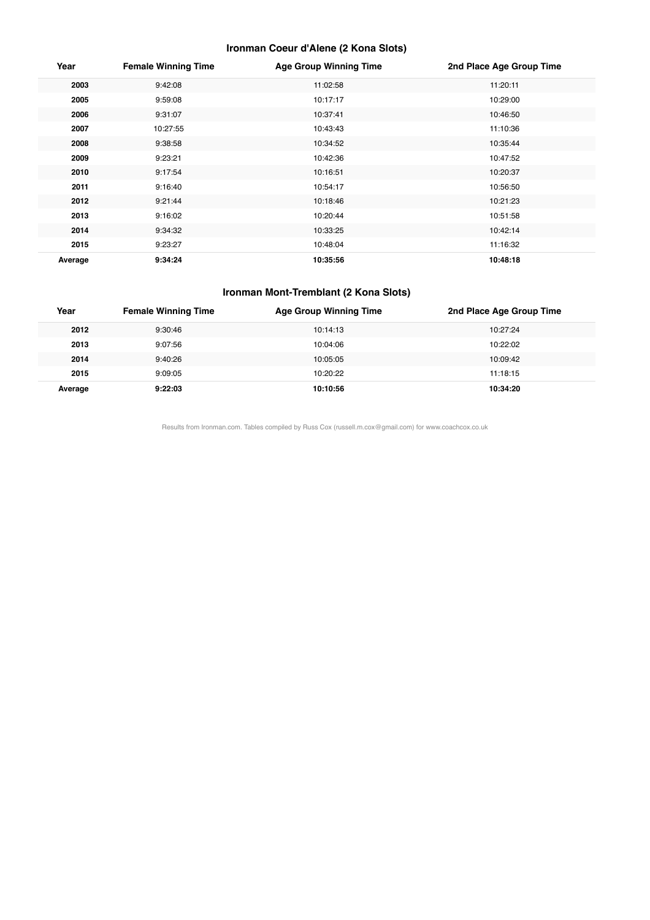### Ironman Coeur d'Alene (2 Kona Slots)

| Year | Female Winning Time | Age Group Winning Time | 2nd Place Age Group Time |
|---|---|---|---|
| **2003** | 9:42:08 | 11:02:58 | 11:20:11 |
| **2005** | 9:59:08 | 10:17:17 | 10:29:00 |
| **2006** | 9:31:07 | 10:37:41 | 10:46:50 |
| **2007** | 10:27:55 | 10:43:43 | 11:10:36 |
| **2008** | 9:38:58 | 10:34:52 | 10:35:44 |
| **2009** | 9:23:21 | 10:42:36 | 10:47:52 |
| **2010** | 9:17:54 | 10:16:51 | 10:20:37 |
| **2011** | 9:16:40 | 10:54:17 | 10:56:50 |
| **2012** | 9:21:44 | 10:18:46 | 10:21:23 |
| **2013** | 9:16:02 | 10:20:44 | 10:51:58 |
| **2014** | 9:34:32 | 10:33:25 | 10:42:14 |
| **2015** | 9:23:27 | 10:48:04 | 11:16:32 |
| **Average** | **9:34:24** | **10:35:56** | **10:48:18** |

### Ironman Mont-Tremblant (2 Kona Slots)

| Year | Female Winning Time | Age Group Winning Time | 2nd Place Age Group Time |
|---|---|---|---|
| **2012** | 9:30:46 | 10:14:13 | 10:27:24 |
| **2013** | 9:07:56 | 10:04:06 | 10:22:02 |
| **2014** | 9:40:26 | 10:05:05 | 10:09:42 |
| **2015** | 9:09:05 | 10:20:22 | 11:18:15 |
| **Average** | **9:22:03** | **10:10:56** | **10:34:20** |

Results from Ironman.com. Tables compiled by Russ Cox (russell.m.cox@gmail.com) for www.coachcox.co.uk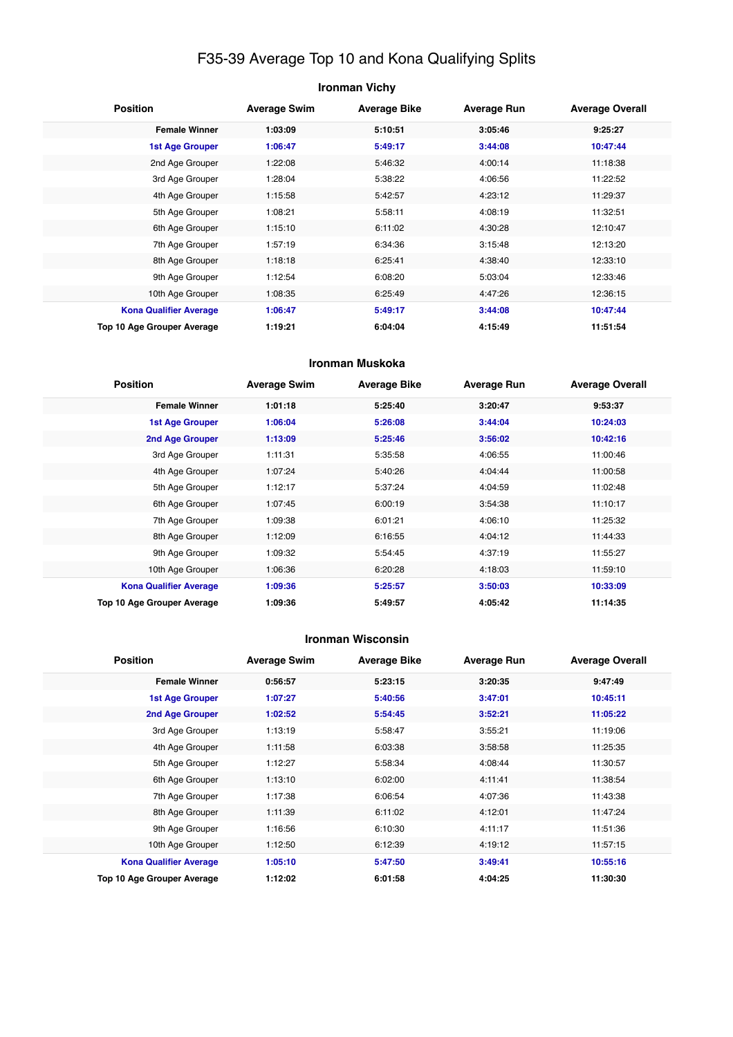# F35-39 Average Top 10 and Kona Qualifying Splits

## Ironman Vichy

| Position | Average Swim | Average Bike | Average Run | Average Overall |
|---|---|---|---|---|
| **Female Winner** | **1:03:09** | **5:10:51** | **3:05:46** | **9:25:27** |
| **1st Age Grouper** | **1:06:47** | **5:49:17** | **3:44:08** | **10:47:44** |
| 2nd Age Grouper | 1:22:08 | 5:46:32 | 4:00:14 | 11:18:38 |
| 3rd Age Grouper | 1:28:04 | 5:38:22 | 4:06:56 | 11:22:52 |
| 4th Age Grouper | 1:15:58 | 5:42:57 | 4:23:12 | 11:29:37 |
| 5th Age Grouper | 1:08:21 | 5:58:11 | 4:08:19 | 11:32:51 |
| 6th Age Grouper | 1:15:10 | 6:11:02 | 4:30:28 | 12:10:47 |
| 7th Age Grouper | 1:57:19 | 6:34:36 | 3:15:48 | 12:13:20 |
| 8th Age Grouper | 1:18:18 | 6:25:41 | 4:38:40 | 12:33:10 |
| 9th Age Grouper | 1:12:54 | 6:08:20 | 5:03:04 | 12:33:46 |
| 10th Age Grouper | 1:08:35 | 6:25:49 | 4:47:26 | 12:36:15 |
| **Kona Qualifier Average** | **1:06:47** | **5:49:17** | **3:44:08** | **10:47:44** |
| **Top 10 Age Grouper Average** | **1:19:21** | **6:04:04** | **4:15:49** | **11:51:54** |

## Ironman Muskoka

| Position | Average Swim | Average Bike | Average Run | Average Overall |
|---|---|---|---|---|
| **Female Winner** | **1:01:18** | **5:25:40** | **3:20:47** | **9:53:37** |
| **1st Age Grouper** | **1:06:04** | **5:26:08** | **3:44:04** | **10:24:03** |
| **2nd Age Grouper** | **1:13:09** | **5:25:46** | **3:56:02** | **10:42:16** |
| 3rd Age Grouper | 1:11:31 | 5:35:58 | 4:06:55 | 11:00:46 |
| 4th Age Grouper | 1:07:24 | 5:40:26 | 4:04:44 | 11:00:58 |
| 5th Age Grouper | 1:12:17 | 5:37:24 | 4:04:59 | 11:02:48 |
| 6th Age Grouper | 1:07:45 | 6:00:19 | 3:54:38 | 11:10:17 |
| 7th Age Grouper | 1:09:38 | 6:01:21 | 4:06:10 | 11:25:32 |
| 8th Age Grouper | 1:12:09 | 6:16:55 | 4:04:12 | 11:44:33 |
| 9th Age Grouper | 1:09:32 | 5:54:45 | 4:37:19 | 11:55:27 |
| 10th Age Grouper | 1:06:36 | 6:20:28 | 4:18:03 | 11:59:10 |
| **Kona Qualifier Average** | **1:09:36** | **5:25:57** | **3:50:03** | **10:33:09** |
| **Top 10 Age Grouper Average** | **1:09:36** | **5:49:57** | **4:05:42** | **11:14:35** |

## Ironman Wisconsin

| Position | Average Swim | Average Bike | Average Run | Average Overall |
|---|---|---|---|---|
| **Female Winner** | **0:56:57** | **5:23:15** | **3:20:35** | **9:47:49** |
| **1st Age Grouper** | **1:07:27** | **5:40:56** | **3:47:01** | **10:45:11** |
| **2nd Age Grouper** | **1:02:52** | **5:54:45** | **3:52:21** | **11:05:22** |
| 3rd Age Grouper | 1:13:19 | 5:58:47 | 3:55:21 | 11:19:06 |
| 4th Age Grouper | 1:11:58 | 6:03:38 | 3:58:58 | 11:25:35 |
| 5th Age Grouper | 1:12:27 | 5:58:34 | 4:08:44 | 11:30:57 |
| 6th Age Grouper | 1:13:10 | 6:02:00 | 4:11:41 | 11:38:54 |
| 7th Age Grouper | 1:17:38 | 6:06:54 | 4:07:36 | 11:43:38 |
| 8th Age Grouper | 1:11:39 | 6:11:02 | 4:12:01 | 11:47:24 |
| 9th Age Grouper | 1:16:56 | 6:10:30 | 4:11:17 | 11:51:36 |
| 10th Age Grouper | 1:12:50 | 6:12:39 | 4:19:12 | 11:57:15 |
| **Kona Qualifier Average** | **1:05:10** | **5:47:50** | **3:49:41** | **10:55:16** |
| **Top 10 Age Grouper Average** | **1:12:02** | **6:01:58** | **4:04:25** | **11:30:30** |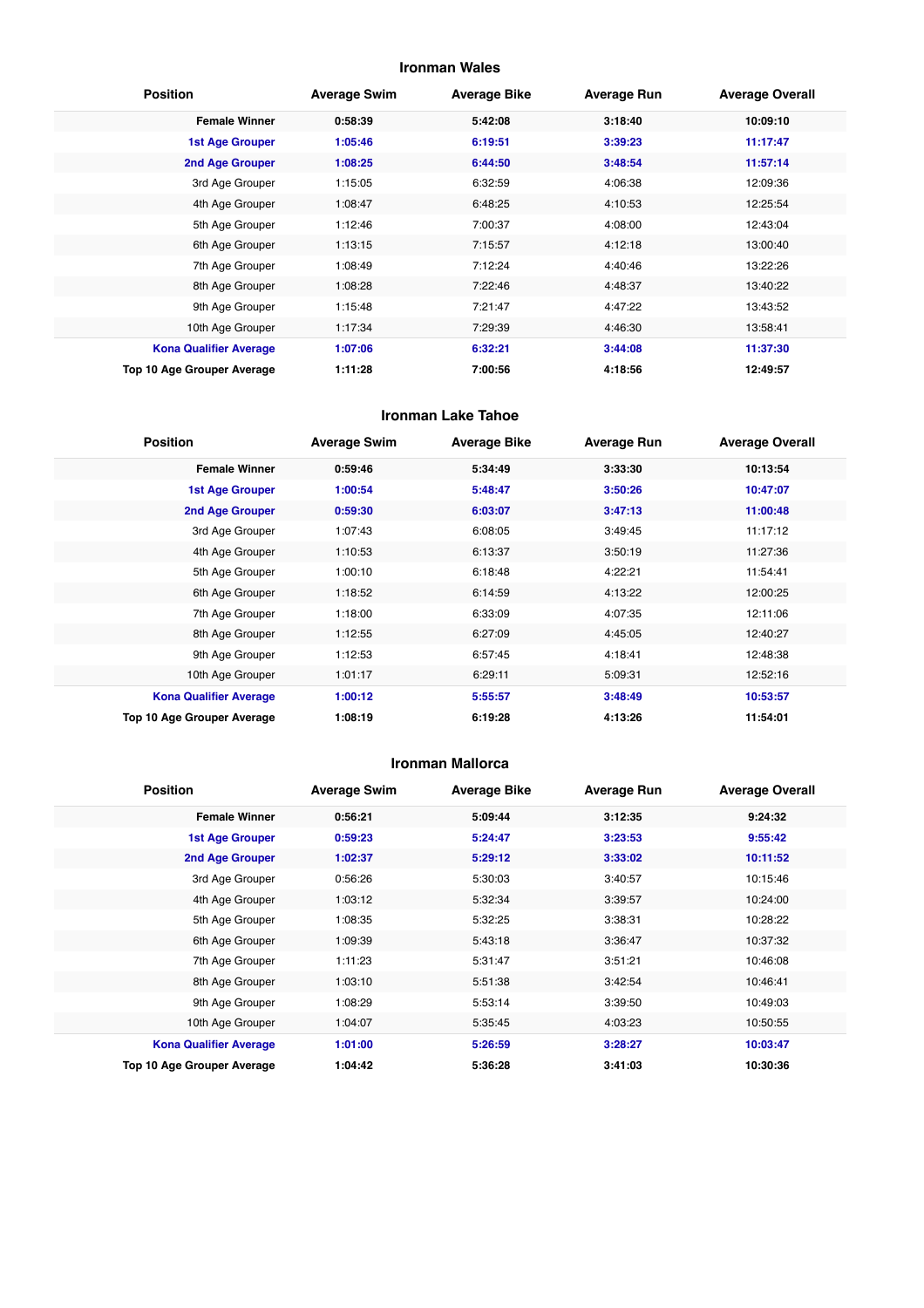## Ironman Wales

| Position | Average Swim | Average Bike | Average Run | Average Overall |
|---|---|---|---|---|
| **Female Winner** | **0:58:39** | **5:42:08** | **3:18:40** | **10:09:10** |
| **1st Age Grouper** | **1:05:46** | **6:19:51** | **3:39:23** | **11:17:47** |
| **2nd Age Grouper** | **1:08:25** | **6:44:50** | **3:48:54** | **11:57:14** |
| 3rd Age Grouper | 1:15:05 | 6:32:59 | 4:06:38 | 12:09:36 |
| 4th Age Grouper | 1:08:47 | 6:48:25 | 4:10:53 | 12:25:54 |
| 5th Age Grouper | 1:12:46 | 7:00:37 | 4:08:00 | 12:43:04 |
| 6th Age Grouper | 1:13:15 | 7:15:57 | 4:12:18 | 13:00:40 |
| 7th Age Grouper | 1:08:49 | 7:12:24 | 4:40:46 | 13:22:26 |
| 8th Age Grouper | 1:08:28 | 7:22:46 | 4:48:37 | 13:40:22 |
| 9th Age Grouper | 1:15:48 | 7:21:47 | 4:47:22 | 13:43:52 |
| 10th Age Grouper | 1:17:34 | 7:29:39 | 4:46:30 | 13:58:41 |
| **Kona Qualifier Average** | **1:07:06** | **6:32:21** | **3:44:08** | **11:37:30** |
| **Top 10 Age Grouper Average** | **1:11:28** | **7:00:56** | **4:18:56** | **12:49:57** |

## Ironman Lake Tahoe

| Position | Average Swim | Average Bike | Average Run | Average Overall |
|---|---|---|---|---|
| **Female Winner** | **0:59:46** | **5:34:49** | **3:33:30** | **10:13:54** |
| **1st Age Grouper** | **1:00:54** | **5:48:47** | **3:50:26** | **10:47:07** |
| **2nd Age Grouper** | **0:59:30** | **6:03:07** | **3:47:13** | **11:00:48** |
| 3rd Age Grouper | 1:07:43 | 6:08:05 | 3:49:45 | 11:17:12 |
| 4th Age Grouper | 1:10:53 | 6:13:37 | 3:50:19 | 11:27:36 |
| 5th Age Grouper | 1:00:10 | 6:18:48 | 4:22:21 | 11:54:41 |
| 6th Age Grouper | 1:18:52 | 6:14:59 | 4:13:22 | 12:00:25 |
| 7th Age Grouper | 1:18:00 | 6:33:09 | 4:07:35 | 12:11:06 |
| 8th Age Grouper | 1:12:55 | 6:27:09 | 4:45:05 | 12:40:27 |
| 9th Age Grouper | 1:12:53 | 6:57:45 | 4:18:41 | 12:48:38 |
| 10th Age Grouper | 1:01:17 | 6:29:11 | 5:09:31 | 12:52:16 |
| **Kona Qualifier Average** | **1:00:12** | **5:55:57** | **3:48:49** | **10:53:57** |
| **Top 10 Age Grouper Average** | **1:08:19** | **6:19:28** | **4:13:26** | **11:54:01** |

## Ironman Mallorca

| Position | Average Swim | Average Bike | Average Run | Average Overall |
|---|---|---|---|---|
| **Female Winner** | **0:56:21** | **5:09:44** | **3:12:35** | **9:24:32** |
| **1st Age Grouper** | **0:59:23** | **5:24:47** | **3:23:53** | **9:55:42** |
| **2nd Age Grouper** | **1:02:37** | **5:29:12** | **3:33:02** | **10:11:52** |
| 3rd Age Grouper | 0:56:26 | 5:30:03 | 3:40:57 | 10:15:46 |
| 4th Age Grouper | 1:03:12 | 5:32:34 | 3:39:57 | 10:24:00 |
| 5th Age Grouper | 1:08:35 | 5:32:25 | 3:38:31 | 10:28:22 |
| 6th Age Grouper | 1:09:39 | 5:43:18 | 3:36:47 | 10:37:32 |
| 7th Age Grouper | 1:11:23 | 5:31:47 | 3:51:21 | 10:46:08 |
| 8th Age Grouper | 1:03:10 | 5:51:38 | 3:42:54 | 10:46:41 |
| 9th Age Grouper | 1:08:29 | 5:53:14 | 3:39:50 | 10:49:03 |
| 10th Age Grouper | 1:04:07 | 5:35:45 | 4:03:23 | 10:50:55 |
| **Kona Qualifier Average** | **1:01:00** | **5:26:59** | **3:28:27** | **10:03:47** |
| **Top 10 Age Grouper Average** | **1:04:42** | **5:36:28** | **3:41:03** | **10:30:36** |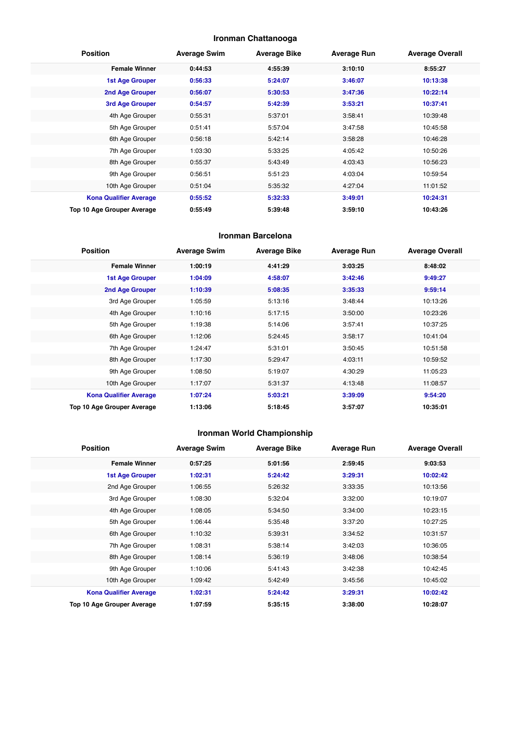## Ironman Chattanooga

| Position | Average Swim | Average Bike | Average Run | Average Overall |
|---|---|---|---|---|
| **Female Winner** | **0:44:53** | **4:55:39** | **3:10:10** | **8:55:27** |
| **1st Age Grouper** | **0:56:33** | **5:24:07** | **3:46:07** | **10:13:38** |
| **2nd Age Grouper** | **0:56:07** | **5:30:53** | **3:47:36** | **10:22:14** |
| **3rd Age Grouper** | **0:54:57** | **5:42:39** | **3:53:21** | **10:37:41** |
| 4th Age Grouper | 0:55:31 | 5:37:01 | 3:58:41 | 10:39:48 |
| 5th Age Grouper | 0:51:41 | 5:57:04 | 3:47:58 | 10:45:58 |
| 6th Age Grouper | 0:56:18 | 5:42:14 | 3:58:28 | 10:46:28 |
| 7th Age Grouper | 1:03:30 | 5:33:25 | 4:05:42 | 10:50:26 |
| 8th Age Grouper | 0:55:37 | 5:43:49 | 4:03:43 | 10:56:23 |
| 9th Age Grouper | 0:56:51 | 5:51:23 | 4:03:04 | 10:59:54 |
| 10th Age Grouper | 0:51:04 | 5:35:32 | 4:27:04 | 11:01:52 |
| **Kona Qualifier Average** | **0:55:52** | **5:32:33** | **3:49:01** | **10:24:31** |
| **Top 10 Age Grouper Average** | **0:55:49** | **5:39:48** | **3:59:10** | **10:43:26** |

## Ironman Barcelona

| Position | Average Swim | Average Bike | Average Run | Average Overall |
|---|---|---|---|---|
| **Female Winner** | **1:00:19** | **4:41:29** | **3:03:25** | **8:48:02** |
| **1st Age Grouper** | **1:04:09** | **4:58:07** | **3:42:46** | **9:49:27** |
| **2nd Age Grouper** | **1:10:39** | **5:08:35** | **3:35:33** | **9:59:14** |
| 3rd Age Grouper | 1:05:59 | 5:13:16 | 3:48:44 | 10:13:26 |
| 4th Age Grouper | 1:10:16 | 5:17:15 | 3:50:00 | 10:23:26 |
| 5th Age Grouper | 1:19:38 | 5:14:06 | 3:57:41 | 10:37:25 |
| 6th Age Grouper | 1:12:06 | 5:24:45 | 3:58:17 | 10:41:04 |
| 7th Age Grouper | 1:24:47 | 5:31:01 | 3:50:45 | 10:51:58 |
| 8th Age Grouper | 1:17:30 | 5:29:47 | 4:03:11 | 10:59:52 |
| 9th Age Grouper | 1:08:50 | 5:19:07 | 4:30:29 | 11:05:23 |
| 10th Age Grouper | 1:17:07 | 5:31:37 | 4:13:48 | 11:08:57 |
| **Kona Qualifier Average** | **1:07:24** | **5:03:21** | **3:39:09** | **9:54:20** |
| **Top 10 Age Grouper Average** | **1:13:06** | **5:18:45** | **3:57:07** | **10:35:01** |

## Ironman World Championship

| Position | Average Swim | Average Bike | Average Run | Average Overall |
|---|---|---|---|---|
| **Female Winner** | **0:57:25** | **5:01:56** | **2:59:45** | **9:03:53** |
| **1st Age Grouper** | **1:02:31** | **5:24:42** | **3:29:31** | **10:02:42** |
| 2nd Age Grouper | 1:06:55 | 5:26:32 | 3:33:35 | 10:13:56 |
| 3rd Age Grouper | 1:08:30 | 5:32:04 | 3:32:00 | 10:19:07 |
| 4th Age Grouper | 1:08:05 | 5:34:50 | 3:34:00 | 10:23:15 |
| 5th Age Grouper | 1:06:44 | 5:35:48 | 3:37:20 | 10:27:25 |
| 6th Age Grouper | 1:10:32 | 5:39:31 | 3:34:52 | 10:31:57 |
| 7th Age Grouper | 1:08:31 | 5:38:14 | 3:42:03 | 10:36:05 |
| 8th Age Grouper | 1:08:14 | 5:36:19 | 3:48:06 | 10:38:54 |
| 9th Age Grouper | 1:10:06 | 5:41:43 | 3:42:38 | 10:42:45 |
| 10th Age Grouper | 1:09:42 | 5:42:49 | 3:45:56 | 10:45:02 |
| **Kona Qualifier Average** | **1:02:31** | **5:24:42** | **3:29:31** | **10:02:42** |
| **Top 10 Age Grouper Average** | **1:07:59** | **5:35:15** | **3:38:00** | **10:28:07** |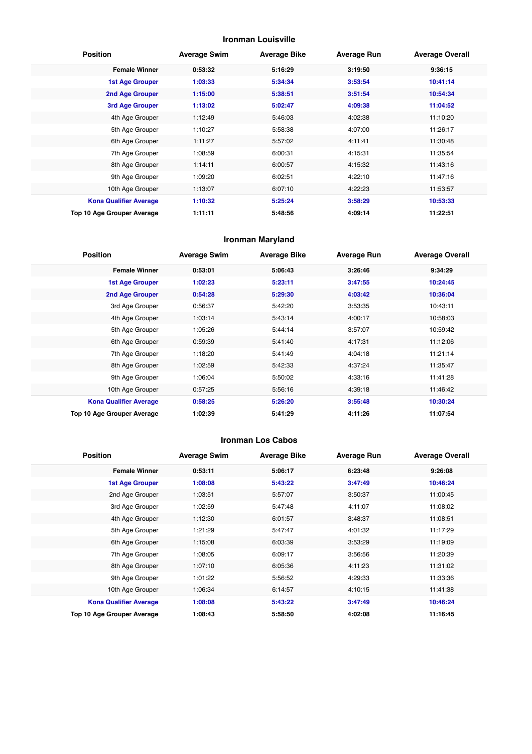## Ironman Louisville

| Position | Average Swim | Average Bike | Average Run | Average Overall |
|---|---|---|---|---|
| **Female Winner** | **0:53:32** | **5:16:29** | **3:19:50** | **9:36:15** |
| **1st Age Grouper** | **1:03:33** | **5:34:34** | **3:53:54** | **10:41:14** |
| **2nd Age Grouper** | **1:15:00** | **5:38:51** | **3:51:54** | **10:54:34** |
| **3rd Age Grouper** | **1:13:02** | **5:02:47** | **4:09:38** | **11:04:52** |
| 4th Age Grouper | 1:12:49 | 5:46:03 | 4:02:38 | 11:10:20 |
| 5th Age Grouper | 1:10:27 | 5:58:38 | 4:07:00 | 11:26:17 |
| 6th Age Grouper | 1:11:27 | 5:57:02 | 4:11:41 | 11:30:48 |
| 7th Age Grouper | 1:08:59 | 6:00:31 | 4:15:31 | 11:35:54 |
| 8th Age Grouper | 1:14:11 | 6:00:57 | 4:15:32 | 11:43:16 |
| 9th Age Grouper | 1:09:20 | 6:02:51 | 4:22:10 | 11:47:16 |
| 10th Age Grouper | 1:13:07 | 6:07:10 | 4:22:23 | 11:53:57 |
| **Kona Qualifier Average** | **1:10:32** | **5:25:24** | **3:58:29** | **10:53:33** |
| **Top 10 Age Grouper Average** | **1:11:11** | **5:48:56** | **4:09:14** | **11:22:51** |

## Ironman Maryland

| Position | Average Swim | Average Bike | Average Run | Average Overall |
|---|---|---|---|---|
| **Female Winner** | **0:53:01** | **5:06:43** | **3:26:46** | **9:34:29** |
| **1st Age Grouper** | **1:02:23** | **5:23:11** | **3:47:55** | **10:24:45** |
| **2nd Age Grouper** | **0:54:28** | **5:29:30** | **4:03:42** | **10:36:04** |
| 3rd Age Grouper | 0:56:37 | 5:42:20 | 3:53:35 | 10:43:11 |
| 4th Age Grouper | 1:03:14 | 5:43:14 | 4:00:17 | 10:58:03 |
| 5th Age Grouper | 1:05:26 | 5:44:14 | 3:57:07 | 10:59:42 |
| 6th Age Grouper | 0:59:39 | 5:41:40 | 4:17:31 | 11:12:06 |
| 7th Age Grouper | 1:18:20 | 5:41:49 | 4:04:18 | 11:21:14 |
| 8th Age Grouper | 1:02:59 | 5:42:33 | 4:37:24 | 11:35:47 |
| 9th Age Grouper | 1:06:04 | 5:50:02 | 4:33:16 | 11:41:28 |
| 10th Age Grouper | 0:57:25 | 5:56:16 | 4:39:18 | 11:46:42 |
| **Kona Qualifier Average** | **0:58:25** | **5:26:20** | **3:55:48** | **10:30:24** |
| **Top 10 Age Grouper Average** | **1:02:39** | **5:41:29** | **4:11:26** | **11:07:54** |

## Ironman Los Cabos

| Position | Average Swim | Average Bike | Average Run | Average Overall |
|---|---|---|---|---|
| **Female Winner** | **0:53:11** | **5:06:17** | **6:23:48** | **9:26:08** |
| **1st Age Grouper** | **1:08:08** | **5:43:22** | **3:47:49** | **10:46:24** |
| 2nd Age Grouper | 1:03:51 | 5:57:07 | 3:50:37 | 11:00:45 |
| 3rd Age Grouper | 1:02:59 | 5:47:48 | 4:11:07 | 11:08:02 |
| 4th Age Grouper | 1:12:30 | 6:01:57 | 3:48:37 | 11:08:51 |
| 5th Age Grouper | 1:21:29 | 5:47:47 | 4:01:32 | 11:17:29 |
| 6th Age Grouper | 1:15:08 | 6:03:39 | 3:53:29 | 11:19:09 |
| 7th Age Grouper | 1:08:05 | 6:09:17 | 3:56:56 | 11:20:39 |
| 8th Age Grouper | 1:07:10 | 6:05:36 | 4:11:23 | 11:31:02 |
| 9th Age Grouper | 1:01:22 | 5:56:52 | 4:29:33 | 11:33:36 |
| 10th Age Grouper | 1:06:34 | 6:14:57 | 4:10:15 | 11:41:38 |
| **Kona Qualifier Average** | **1:08:08** | **5:43:22** | **3:47:49** | **10:46:24** |
| **Top 10 Age Grouper Average** | **1:08:43** | **5:58:50** | **4:02:08** | **11:16:45** |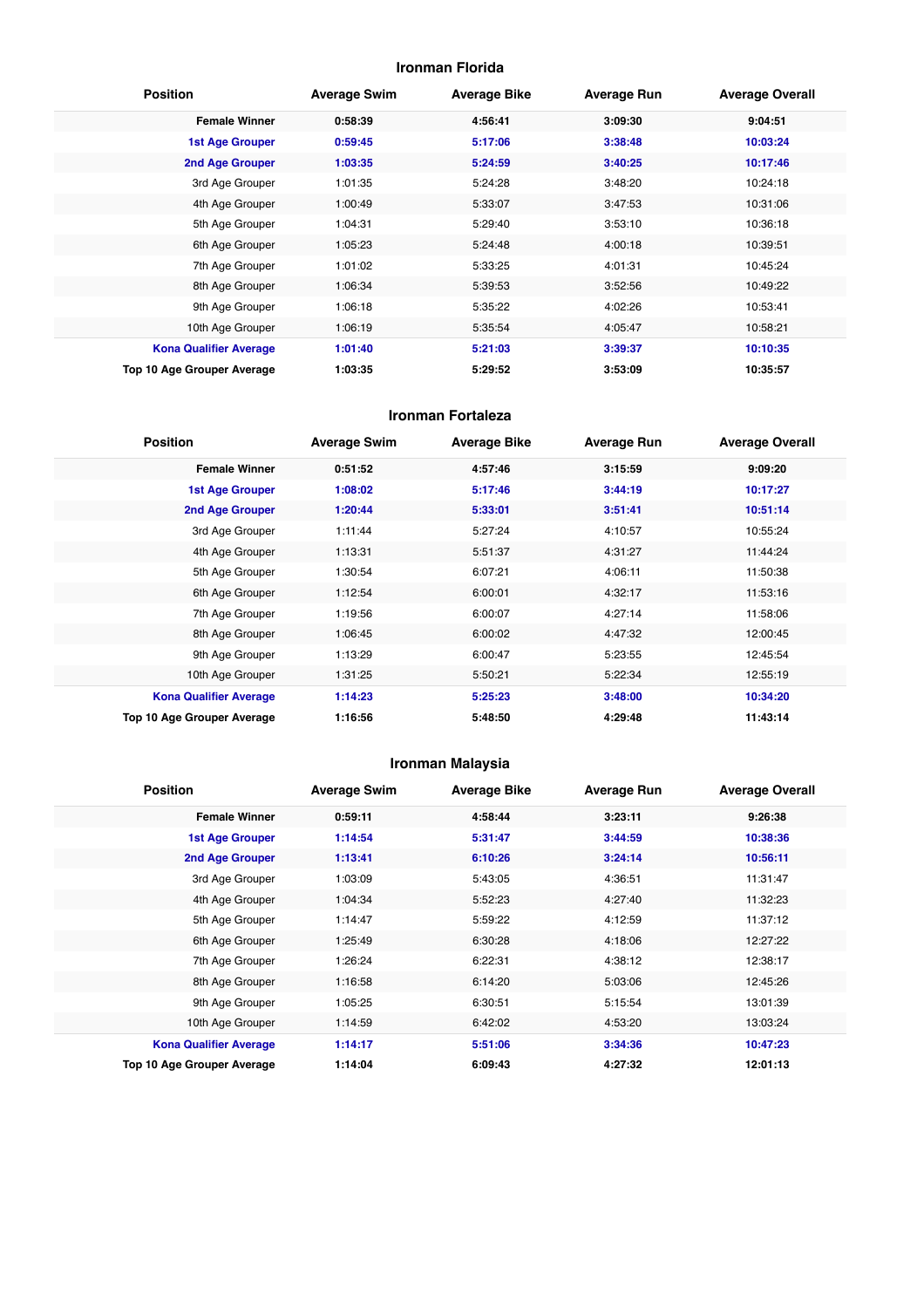## Ironman Florida

| Position | Average Swim | Average Bike | Average Run | Average Overall |
|---|---|---|---|---|
| **Female Winner** | **0:58:39** | **4:56:41** | **3:09:30** | **9:04:51** |
| **1st Age Grouper** | **0:59:45** | **5:17:06** | **3:38:48** | **10:03:24** |
| **2nd Age Grouper** | **1:03:35** | **5:24:59** | **3:40:25** | **10:17:46** |
| 3rd Age Grouper | 1:01:35 | 5:24:28 | 3:48:20 | 10:24:18 |
| 4th Age Grouper | 1:00:49 | 5:33:07 | 3:47:53 | 10:31:06 |
| 5th Age Grouper | 1:04:31 | 5:29:40 | 3:53:10 | 10:36:18 |
| 6th Age Grouper | 1:05:23 | 5:24:48 | 4:00:18 | 10:39:51 |
| 7th Age Grouper | 1:01:02 | 5:33:25 | 4:01:31 | 10:45:24 |
| 8th Age Grouper | 1:06:34 | 5:39:53 | 3:52:56 | 10:49:22 |
| 9th Age Grouper | 1:06:18 | 5:35:22 | 4:02:26 | 10:53:41 |
| 10th Age Grouper | 1:06:19 | 5:35:54 | 4:05:47 | 10:58:21 |
| **Kona Qualifier Average** | **1:01:40** | **5:21:03** | **3:39:37** | **10:10:35** |
| **Top 10 Age Grouper Average** | **1:03:35** | **5:29:52** | **3:53:09** | **10:35:57** |

## Ironman Fortaleza

| Position | Average Swim | Average Bike | Average Run | Average Overall |
|---|---|---|---|---|
| **Female Winner** | **0:51:52** | **4:57:46** | **3:15:59** | **9:09:20** |
| **1st Age Grouper** | **1:08:02** | **5:17:46** | **3:44:19** | **10:17:27** |
| **2nd Age Grouper** | **1:20:44** | **5:33:01** | **3:51:41** | **10:51:14** |
| 3rd Age Grouper | 1:11:44 | 5:27:24 | 4:10:57 | 10:55:24 |
| 4th Age Grouper | 1:13:31 | 5:51:37 | 4:31:27 | 11:44:24 |
| 5th Age Grouper | 1:30:54 | 6:07:21 | 4:06:11 | 11:50:38 |
| 6th Age Grouper | 1:12:54 | 6:00:01 | 4:32:17 | 11:53:16 |
| 7th Age Grouper | 1:19:56 | 6:00:07 | 4:27:14 | 11:58:06 |
| 8th Age Grouper | 1:06:45 | 6:00:02 | 4:47:32 | 12:00:45 |
| 9th Age Grouper | 1:13:29 | 6:00:47 | 5:23:55 | 12:45:54 |
| 10th Age Grouper | 1:31:25 | 5:50:21 | 5:22:34 | 12:55:19 |
| **Kona Qualifier Average** | **1:14:23** | **5:25:23** | **3:48:00** | **10:34:20** |
| **Top 10 Age Grouper Average** | **1:16:56** | **5:48:50** | **4:29:48** | **11:43:14** |

## Ironman Malaysia

| Position | Average Swim | Average Bike | Average Run | Average Overall |
|---|---|---|---|---|
| **Female Winner** | **0:59:11** | **4:58:44** | **3:23:11** | **9:26:38** |
| **1st Age Grouper** | **1:14:54** | **5:31:47** | **3:44:59** | **10:38:36** |
| **2nd Age Grouper** | **1:13:41** | **6:10:26** | **3:24:14** | **10:56:11** |
| 3rd Age Grouper | 1:03:09 | 5:43:05 | 4:36:51 | 11:31:47 |
| 4th Age Grouper | 1:04:34 | 5:52:23 | 4:27:40 | 11:32:23 |
| 5th Age Grouper | 1:14:47 | 5:59:22 | 4:12:59 | 11:37:12 |
| 6th Age Grouper | 1:25:49 | 6:30:28 | 4:18:06 | 12:27:22 |
| 7th Age Grouper | 1:26:24 | 6:22:31 | 4:38:12 | 12:38:17 |
| 8th Age Grouper | 1:16:58 | 6:14:20 | 5:03:06 | 12:45:26 |
| 9th Age Grouper | 1:05:25 | 6:30:51 | 5:15:54 | 13:01:39 |
| 10th Age Grouper | 1:14:59 | 6:42:02 | 4:53:20 | 13:03:24 |
| **Kona Qualifier Average** | **1:14:17** | **5:51:06** | **3:34:36** | **10:47:23** |
| **Top 10 Age Grouper Average** | **1:14:04** | **6:09:43** | **4:27:32** | **12:01:13** |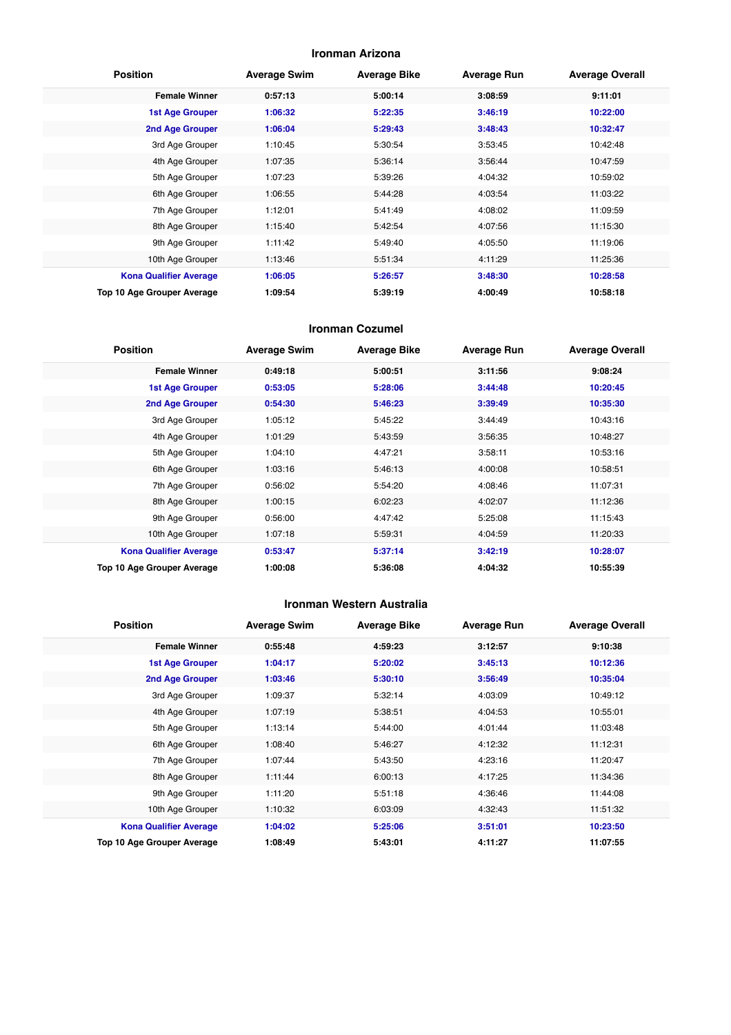## Ironman Arizona

| Position | Average Swim | Average Bike | Average Run | Average Overall |
|---|---|---|---|---|
| **Female Winner** | **0:57:13** | **5:00:14** | **3:08:59** | **9:11:01** |
| **1st Age Grouper** | **1:06:32** | **5:22:35** | **3:46:19** | **10:22:00** |
| **2nd Age Grouper** | **1:06:04** | **5:29:43** | **3:48:43** | **10:32:47** |
| 3rd Age Grouper | 1:10:45 | 5:30:54 | 3:53:45 | 10:42:48 |
| 4th Age Grouper | 1:07:35 | 5:36:14 | 3:56:44 | 10:47:59 |
| 5th Age Grouper | 1:07:23 | 5:39:26 | 4:04:32 | 10:59:02 |
| 6th Age Grouper | 1:06:55 | 5:44:28 | 4:03:54 | 11:03:22 |
| 7th Age Grouper | 1:12:01 | 5:41:49 | 4:08:02 | 11:09:59 |
| 8th Age Grouper | 1:15:40 | 5:42:54 | 4:07:56 | 11:15:30 |
| 9th Age Grouper | 1:11:42 | 5:49:40 | 4:05:50 | 11:19:06 |
| 10th Age Grouper | 1:13:46 | 5:51:34 | 4:11:29 | 11:25:36 |
| **Kona Qualifier Average** | **1:06:05** | **5:26:57** | **3:48:30** | **10:28:58** |
| **Top 10 Age Grouper Average** | **1:09:54** | **5:39:19** | **4:00:49** | **10:58:18** |

## Ironman Cozumel

| Position | Average Swim | Average Bike | Average Run | Average Overall |
|---|---|---|---|---|
| **Female Winner** | **0:49:18** | **5:00:51** | **3:11:56** | **9:08:24** |
| **1st Age Grouper** | **0:53:05** | **5:28:06** | **3:44:48** | **10:20:45** |
| **2nd Age Grouper** | **0:54:30** | **5:46:23** | **3:39:49** | **10:35:30** |
| 3rd Age Grouper | 1:05:12 | 5:45:22 | 3:44:49 | 10:43:16 |
| 4th Age Grouper | 1:01:29 | 5:43:59 | 3:56:35 | 10:48:27 |
| 5th Age Grouper | 1:04:10 | 4:47:21 | 3:58:11 | 10:53:16 |
| 6th Age Grouper | 1:03:16 | 5:46:13 | 4:00:08 | 10:58:51 |
| 7th Age Grouper | 0:56:02 | 5:54:20 | 4:08:46 | 11:07:31 |
| 8th Age Grouper | 1:00:15 | 6:02:23 | 4:02:07 | 11:12:36 |
| 9th Age Grouper | 0:56:00 | 4:47:42 | 5:25:08 | 11:15:43 |
| 10th Age Grouper | 1:07:18 | 5:59:31 | 4:04:59 | 11:20:33 |
| **Kona Qualifier Average** | **0:53:47** | **5:37:14** | **3:42:19** | **10:28:07** |
| **Top 10 Age Grouper Average** | **1:00:08** | **5:36:08** | **4:04:32** | **10:55:39** |

## Ironman Western Australia

| Position | Average Swim | Average Bike | Average Run | Average Overall |
|---|---|---|---|---|
| **Female Winner** | **0:55:48** | **4:59:23** | **3:12:57** | **9:10:38** |
| **1st Age Grouper** | **1:04:17** | **5:20:02** | **3:45:13** | **10:12:36** |
| **2nd Age Grouper** | **1:03:46** | **5:30:10** | **3:56:49** | **10:35:04** |
| 3rd Age Grouper | 1:09:37 | 5:32:14 | 4:03:09 | 10:49:12 |
| 4th Age Grouper | 1:07:19 | 5:38:51 | 4:04:53 | 10:55:01 |
| 5th Age Grouper | 1:13:14 | 5:44:00 | 4:01:44 | 11:03:48 |
| 6th Age Grouper | 1:08:40 | 5:46:27 | 4:12:32 | 11:12:31 |
| 7th Age Grouper | 1:07:44 | 5:43:50 | 4:23:16 | 11:20:47 |
| 8th Age Grouper | 1:11:44 | 6:00:13 | 4:17:25 | 11:34:36 |
| 9th Age Grouper | 1:11:20 | 5:51:18 | 4:36:46 | 11:44:08 |
| 10th Age Grouper | 1:10:32 | 6:03:09 | 4:32:43 | 11:51:32 |
| **Kona Qualifier Average** | **1:04:02** | **5:25:06** | **3:51:01** | **10:23:50** |
| **Top 10 Age Grouper Average** | **1:08:49** | **5:43:01** | **4:11:27** | **11:07:55** |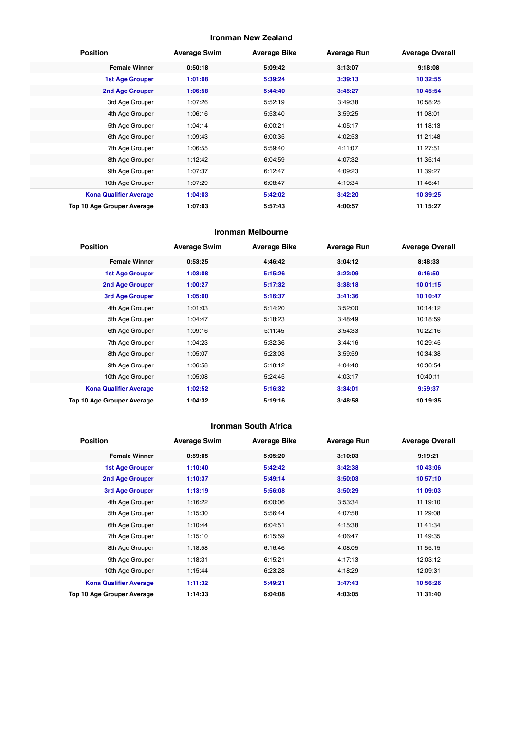## Ironman New Zealand

| Position | Average Swim | Average Bike | Average Run | Average Overall |
|---|---|---|---|---|
| **Female Winner** | **0:50:18** | **5:09:42** | **3:13:07** | **9:18:08** |
| **1st Age Grouper** | **1:01:08** | **5:39:24** | **3:39:13** | **10:32:55** |
| **2nd Age Grouper** | **1:06:58** | **5:44:40** | **3:45:27** | **10:45:54** |
| 3rd Age Grouper | 1:07:26 | 5:52:19 | 3:49:38 | 10:58:25 |
| 4th Age Grouper | 1:06:16 | 5:53:40 | 3:59:25 | 11:08:01 |
| 5th Age Grouper | 1:04:14 | 6:00:21 | 4:05:17 | 11:18:13 |
| 6th Age Grouper | 1:09:43 | 6:00:35 | 4:02:53 | 11:21:48 |
| 7th Age Grouper | 1:06:55 | 5:59:40 | 4:11:07 | 11:27:51 |
| 8th Age Grouper | 1:12:42 | 6:04:59 | 4:07:32 | 11:35:14 |
| 9th Age Grouper | 1:07:37 | 6:12:47 | 4:09:23 | 11:39:27 |
| 10th Age Grouper | 1:07:29 | 6:08:47 | 4:19:34 | 11:46:41 |
| **Kona Qualifier Average** | **1:04:03** | **5:42:02** | **3:42:20** | **10:39:25** |
| **Top 10 Age Grouper Average** | **1:07:03** | **5:57:43** | **4:00:57** | **11:15:27** |

## Ironman Melbourne

| Position | Average Swim | Average Bike | Average Run | Average Overall |
|---|---|---|---|---|
| **Female Winner** | **0:53:25** | **4:46:42** | **3:04:12** | **8:48:33** |
| **1st Age Grouper** | **1:03:08** | **5:15:26** | **3:22:09** | **9:46:50** |
| **2nd Age Grouper** | **1:00:27** | **5:17:32** | **3:38:18** | **10:01:15** |
| **3rd Age Grouper** | **1:05:00** | **5:16:37** | **3:41:36** | **10:10:47** |
| 4th Age Grouper | 1:01:03 | 5:14:20 | 3:52:00 | 10:14:12 |
| 5th Age Grouper | 1:04:47 | 5:18:23 | 3:48:49 | 10:18:59 |
| 6th Age Grouper | 1:09:16 | 5:11:45 | 3:54:33 | 10:22:16 |
| 7th Age Grouper | 1:04:23 | 5:32:36 | 3:44:16 | 10:29:45 |
| 8th Age Grouper | 1:05:07 | 5:23:03 | 3:59:59 | 10:34:38 |
| 9th Age Grouper | 1:06:58 | 5:18:12 | 4:04:40 | 10:36:54 |
| 10th Age Grouper | 1:05:08 | 5:24:45 | 4:03:17 | 10:40:11 |
| **Kona Qualifier Average** | **1:02:52** | **5:16:32** | **3:34:01** | **9:59:37** |
| **Top 10 Age Grouper Average** | **1:04:32** | **5:19:16** | **3:48:58** | **10:19:35** |

## Ironman South Africa

| Position | Average Swim | Average Bike | Average Run | Average Overall |
|---|---|---|---|---|
| **Female Winner** | **0:59:05** | **5:05:20** | **3:10:03** | **9:19:21** |
| **1st Age Grouper** | **1:10:40** | **5:42:42** | **3:42:38** | **10:43:06** |
| **2nd Age Grouper** | **1:10:37** | **5:49:14** | **3:50:03** | **10:57:10** |
| **3rd Age Grouper** | **1:13:19** | **5:56:08** | **3:50:29** | **11:09:03** |
| 4th Age Grouper | 1:16:22 | 6:00:06 | 3:53:34 | 11:19:10 |
| 5th Age Grouper | 1:15:30 | 5:56:44 | 4:07:58 | 11:29:08 |
| 6th Age Grouper | 1:10:44 | 6:04:51 | 4:15:38 | 11:41:34 |
| 7th Age Grouper | 1:15:10 | 6:15:59 | 4:06:47 | 11:49:35 |
| 8th Age Grouper | 1:18:58 | 6:16:46 | 4:08:05 | 11:55:15 |
| 9th Age Grouper | 1:18:31 | 6:15:21 | 4:17:13 | 12:03:12 |
| 10th Age Grouper | 1:15:44 | 6:23:28 | 4:18:29 | 12:09:31 |
| **Kona Qualifier Average** | **1:11:32** | **5:49:21** | **3:47:43** | **10:56:26** |
| **Top 10 Age Grouper Average** | **1:14:33** | **6:04:08** | **4:03:05** | **11:31:40** |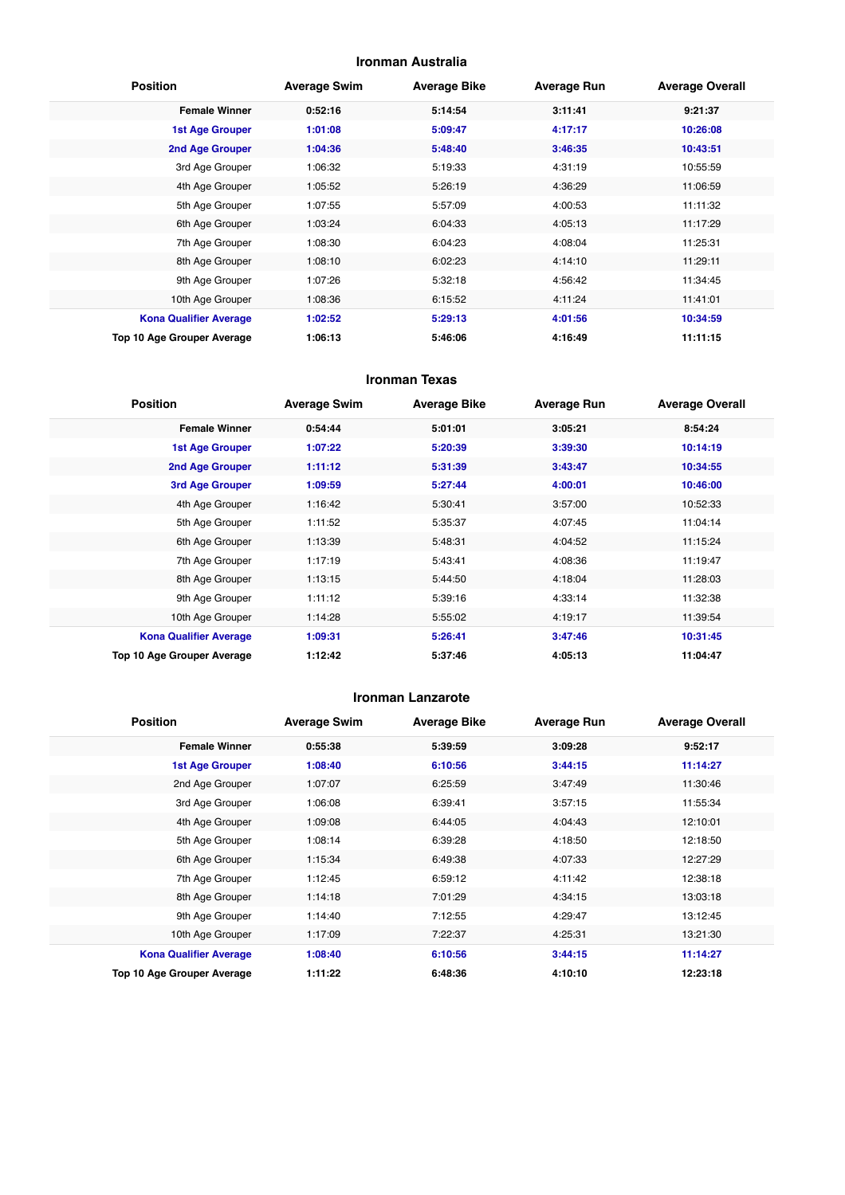## Ironman Australia

| Position | Average Swim | Average Bike | Average Run | Average Overall |
|---|---|---|---|---|
| **Female Winner** | **0:52:16** | **5:14:54** | **3:11:41** | **9:21:37** |
| **1st Age Grouper** | **1:01:08** | **5:09:47** | **4:17:17** | **10:26:08** |
| **2nd Age Grouper** | **1:04:36** | **5:48:40** | **3:46:35** | **10:43:51** |
| 3rd Age Grouper | 1:06:32 | 5:19:33 | 4:31:19 | 10:55:59 |
| 4th Age Grouper | 1:05:52 | 5:26:19 | 4:36:29 | 11:06:59 |
| 5th Age Grouper | 1:07:55 | 5:57:09 | 4:00:53 | 11:11:32 |
| 6th Age Grouper | 1:03:24 | 6:04:33 | 4:05:13 | 11:17:29 |
| 7th Age Grouper | 1:08:30 | 6:04:23 | 4:08:04 | 11:25:31 |
| 8th Age Grouper | 1:08:10 | 6:02:23 | 4:14:10 | 11:29:11 |
| 9th Age Grouper | 1:07:26 | 5:32:18 | 4:56:42 | 11:34:45 |
| 10th Age Grouper | 1:08:36 | 6:15:52 | 4:11:24 | 11:41:01 |
| **Kona Qualifier Average** | **1:02:52** | **5:29:13** | **4:01:56** | **10:34:59** |
| **Top 10 Age Grouper Average** | **1:06:13** | **5:46:06** | **4:16:49** | **11:11:15** |

## Ironman Texas

| Position | Average Swim | Average Bike | Average Run | Average Overall |
|---|---|---|---|---|
| **Female Winner** | **0:54:44** | **5:01:01** | **3:05:21** | **8:54:24** |
| **1st Age Grouper** | **1:07:22** | **5:20:39** | **3:39:30** | **10:14:19** |
| **2nd Age Grouper** | **1:11:12** | **5:31:39** | **3:43:47** | **10:34:55** |
| **3rd Age Grouper** | **1:09:59** | **5:27:44** | **4:00:01** | **10:46:00** |
| 4th Age Grouper | 1:16:42 | 5:30:41 | 3:57:00 | 10:52:33 |
| 5th Age Grouper | 1:11:52 | 5:35:37 | 4:07:45 | 11:04:14 |
| 6th Age Grouper | 1:13:39 | 5:48:31 | 4:04:52 | 11:15:24 |
| 7th Age Grouper | 1:17:19 | 5:43:41 | 4:08:36 | 11:19:47 |
| 8th Age Grouper | 1:13:15 | 5:44:50 | 4:18:04 | 11:28:03 |
| 9th Age Grouper | 1:11:12 | 5:39:16 | 4:33:14 | 11:32:38 |
| 10th Age Grouper | 1:14:28 | 5:55:02 | 4:19:17 | 11:39:54 |
| **Kona Qualifier Average** | **1:09:31** | **5:26:41** | **3:47:46** | **10:31:45** |
| **Top 10 Age Grouper Average** | **1:12:42** | **5:37:46** | **4:05:13** | **11:04:47** |

## Ironman Lanzarote

| Position | Average Swim | Average Bike | Average Run | Average Overall |
|---|---|---|---|---|
| **Female Winner** | **0:55:38** | **5:39:59** | **3:09:28** | **9:52:17** |
| **1st Age Grouper** | **1:08:40** | **6:10:56** | **3:44:15** | **11:14:27** |
| 2nd Age Grouper | 1:07:07 | 6:25:59 | 3:47:49 | 11:30:46 |
| 3rd Age Grouper | 1:06:08 | 6:39:41 | 3:57:15 | 11:55:34 |
| 4th Age Grouper | 1:09:08 | 6:44:05 | 4:04:43 | 12:10:01 |
| 5th Age Grouper | 1:08:14 | 6:39:28 | 4:18:50 | 12:18:50 |
| 6th Age Grouper | 1:15:34 | 6:49:38 | 4:07:33 | 12:27:29 |
| 7th Age Grouper | 1:12:45 | 6:59:12 | 4:11:42 | 12:38:18 |
| 8th Age Grouper | 1:14:18 | 7:01:29 | 4:34:15 | 13:03:18 |
| 9th Age Grouper | 1:14:40 | 7:12:55 | 4:29:47 | 13:12:45 |
| 10th Age Grouper | 1:17:09 | 7:22:37 | 4:25:31 | 13:21:30 |
| **Kona Qualifier Average** | **1:08:40** | **6:10:56** | **3:44:15** | **11:14:27** |
| **Top 10 Age Grouper Average** | **1:11:22** | **6:48:36** | **4:10:10** | **12:23:18** |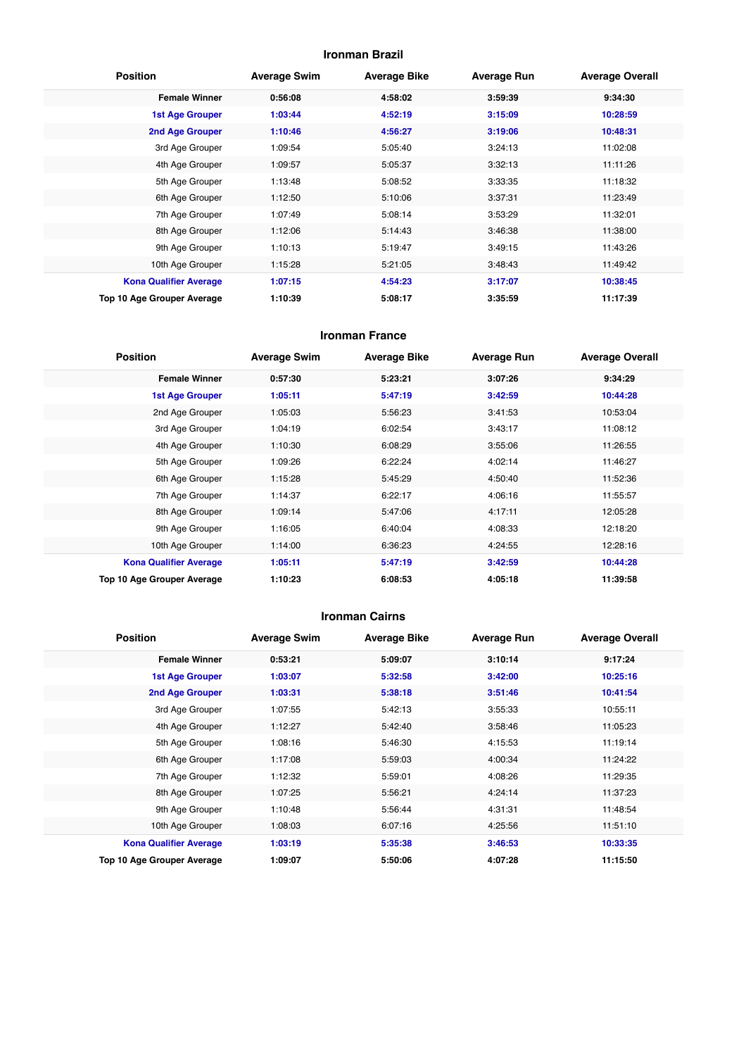## Ironman Brazil

| Position | Average Swim | Average Bike | Average Run | Average Overall |
|---|---|---|---|---|
| **Female Winner** | **0:56:08** | **4:58:02** | **3:59:39** | **9:34:30** |
| **1st Age Grouper** | **1:03:44** | **4:52:19** | **3:15:09** | **10:28:59** |
| **2nd Age Grouper** | **1:10:46** | **4:56:27** | **3:19:06** | **10:48:31** |
| 3rd Age Grouper | 1:09:54 | 5:05:40 | 3:24:13 | 11:02:08 |
| 4th Age Grouper | 1:09:57 | 5:05:37 | 3:32:13 | 11:11:26 |
| 5th Age Grouper | 1:13:48 | 5:08:52 | 3:33:35 | 11:18:32 |
| 6th Age Grouper | 1:12:50 | 5:10:06 | 3:37:31 | 11:23:49 |
| 7th Age Grouper | 1:07:49 | 5:08:14 | 3:53:29 | 11:32:01 |
| 8th Age Grouper | 1:12:06 | 5:14:43 | 3:46:38 | 11:38:00 |
| 9th Age Grouper | 1:10:13 | 5:19:47 | 3:49:15 | 11:43:26 |
| 10th Age Grouper | 1:15:28 | 5:21:05 | 3:48:43 | 11:49:42 |
| **Kona Qualifier Average** | **1:07:15** | **4:54:23** | **3:17:07** | **10:38:45** |
| **Top 10 Age Grouper Average** | **1:10:39** | **5:08:17** | **3:35:59** | **11:17:39** |

## Ironman France

| Position | Average Swim | Average Bike | Average Run | Average Overall |
|---|---|---|---|---|
| **Female Winner** | **0:57:30** | **5:23:21** | **3:07:26** | **9:34:29** |
| **1st Age Grouper** | **1:05:11** | **5:47:19** | **3:42:59** | **10:44:28** |
| 2nd Age Grouper | 1:05:03 | 5:56:23 | 3:41:53 | 10:53:04 |
| 3rd Age Grouper | 1:04:19 | 6:02:54 | 3:43:17 | 11:08:12 |
| 4th Age Grouper | 1:10:30 | 6:08:29 | 3:55:06 | 11:26:55 |
| 5th Age Grouper | 1:09:26 | 6:22:24 | 4:02:14 | 11:46:27 |
| 6th Age Grouper | 1:15:28 | 5:45:29 | 4:50:40 | 11:52:36 |
| 7th Age Grouper | 1:14:37 | 6:22:17 | 4:06:16 | 11:55:57 |
| 8th Age Grouper | 1:09:14 | 5:47:06 | 4:17:11 | 12:05:28 |
| 9th Age Grouper | 1:16:05 | 6:40:04 | 4:08:33 | 12:18:20 |
| 10th Age Grouper | 1:14:00 | 6:36:23 | 4:24:55 | 12:28:16 |
| **Kona Qualifier Average** | **1:05:11** | **5:47:19** | **3:42:59** | **10:44:28** |
| **Top 10 Age Grouper Average** | **1:10:23** | **6:08:53** | **4:05:18** | **11:39:58** |

## Ironman Cairns

| Position | Average Swim | Average Bike | Average Run | Average Overall |
|---|---|---|---|---|
| **Female Winner** | **0:53:21** | **5:09:07** | **3:10:14** | **9:17:24** |
| **1st Age Grouper** | **1:03:07** | **5:32:58** | **3:42:00** | **10:25:16** |
| **2nd Age Grouper** | **1:03:31** | **5:38:18** | **3:51:46** | **10:41:54** |
| 3rd Age Grouper | 1:07:55 | 5:42:13 | 3:55:33 | 10:55:11 |
| 4th Age Grouper | 1:12:27 | 5:42:40 | 3:58:46 | 11:05:23 |
| 5th Age Grouper | 1:08:16 | 5:46:30 | 4:15:53 | 11:19:14 |
| 6th Age Grouper | 1:17:08 | 5:59:03 | 4:00:34 | 11:24:22 |
| 7th Age Grouper | 1:12:32 | 5:59:01 | 4:08:26 | 11:29:35 |
| 8th Age Grouper | 1:07:25 | 5:56:21 | 4:24:14 | 11:37:23 |
| 9th Age Grouper | 1:10:48 | 5:56:44 | 4:31:31 | 11:48:54 |
| 10th Age Grouper | 1:08:03 | 6:07:16 | 4:25:56 | 11:51:10 |
| **Kona Qualifier Average** | **1:03:19** | **5:35:38** | **3:46:53** | **10:33:35** |
| **Top 10 Age Grouper Average** | **1:09:07** | **5:50:06** | **4:07:28** | **11:15:50** |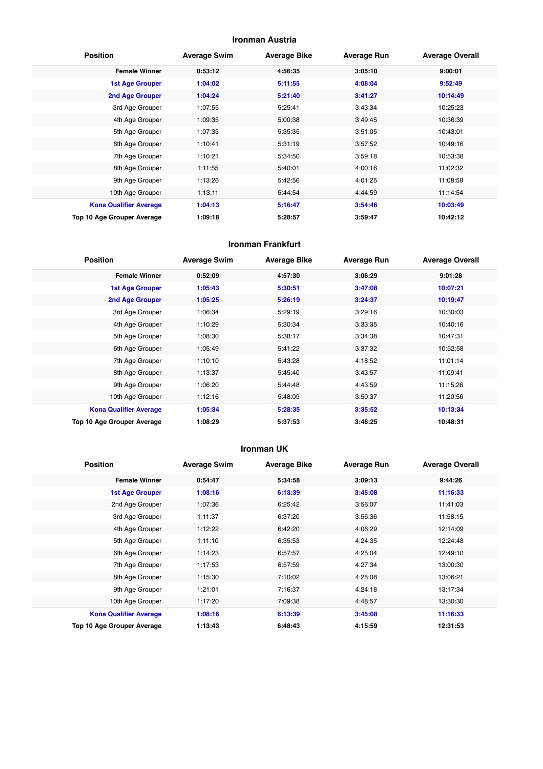## Ironman Austria

| Position | Average Swim | Average Bike | Average Run | Average Overall |
|---|---|---|---|---|
| **Female Winner** | **0:53:12** | **4:56:35** | **3:05:10** | **9:00:01** |
| **1st Age Grouper** | **1:04:02** | **5:11:55** | **4:08:04** | **9:52:49** |
| **2nd Age Grouper** | **1:04:24** | **5:21:40** | **3:41:27** | **10:14:49** |
| 3rd Age Grouper | 1:07:55 | 5:25:41 | 3:43:34 | 10:25:23 |
| 4th Age Grouper | 1:09:35 | 5:00:38 | 3:49:45 | 10:36:39 |
| 5th Age Grouper | 1:07:33 | 5:35:35 | 3:51:05 | 10:43:01 |
| 6th Age Grouper | 1:10:41 | 5:31:19 | 3:57:52 | 10:49:16 |
| 7th Age Grouper | 1:10:21 | 5:34:50 | 3:59:18 | 10:53:38 |
| 8th Age Grouper | 1:11:55 | 5:40:01 | 4:00:16 | 11:02:32 |
| 9th Age Grouper | 1:13:26 | 5:42:56 | 4:01:25 | 11:08:59 |
| 10th Age Grouper | 1:13:11 | 5:44:54 | 4:44:59 | 11:14:54 |
| **Kona Qualifier Average** | **1:04:13** | **5:16:47** | **3:54:46** | **10:03:49** |
| **Top 10 Age Grouper Average** | **1:09:18** | **5:28:57** | **3:59:47** | **10:42:12** |

## Ironman Frankfurt

| Position | Average Swim | Average Bike | Average Run | Average Overall |
|---|---|---|---|---|
| **Female Winner** | **0:52:09** | **4:57:30** | **3:06:29** | **9:01:28** |
| **1st Age Grouper** | **1:05:43** | **5:30:51** | **3:47:08** | **10:07:21** |
| **2nd Age Grouper** | **1:05:25** | **5:26:19** | **3:24:37** | **10:19:47** |
| 3rd Age Grouper | 1:06:34 | 5:29:19 | 3:29:16 | 10:30:03 |
| 4th Age Grouper | 1:10:29 | 5:30:34 | 3:33:35 | 10:40:16 |
| 5th Age Grouper | 1:08:30 | 5:38:17 | 3:34:38 | 10:47:31 |
| 6th Age Grouper | 1:05:49 | 5:41:22 | 3:37:32 | 10:52:58 |
| 7th Age Grouper | 1:10:10 | 5:43:28 | 4:18:52 | 11:01:14 |
| 8th Age Grouper | 1:13:37 | 5:45:40 | 3:43:57 | 11:09:41 |
| 9th Age Grouper | 1:06:20 | 5:44:48 | 4:43:59 | 11:15:26 |
| 10th Age Grouper | 1:12:16 | 5:48:09 | 3:50:37 | 11:20:56 |
| **Kona Qualifier Average** | **1:05:34** | **5:28:35** | **3:35:52** | **10:13:34** |
| **Top 10 Age Grouper Average** | **1:08:29** | **5:37:53** | **3:48:25** | **10:48:31** |

## Ironman UK

| Position | Average Swim | Average Bike | Average Run | Average Overall |
|---|---|---|---|---|
| **Female Winner** | **0:54:47** | **5:34:58** | **3:09:13** | **9:44:26** |
| **1st Age Grouper** | **1:08:16** | **6:13:39** | **3:45:08** | **11:16:33** |
| 2nd Age Grouper | 1:07:36 | 6:25:42 | 3:56:07 | 11:41:03 |
| 3rd Age Grouper | 1:11:37 | 6:37:20 | 3:56:36 | 11:58:15 |
| 4th Age Grouper | 1:12:22 | 6:42:20 | 4:06:29 | 12:14:09 |
| 5th Age Grouper | 1:11:10 | 6:35:53 | 4:24:35 | 12:24:48 |
| 6th Age Grouper | 1:14:23 | 6:57:57 | 4:25:04 | 12:49:10 |
| 7th Age Grouper | 1:17:53 | 6:57:59 | 4:27:34 | 13:00:30 |
| 8th Age Grouper | 1:15:30 | 7:10:02 | 4:25:08 | 13:06:21 |
| 9th Age Grouper | 1:21:01 | 7:16:37 | 4:24:18 | 13:17:34 |
| 10th Age Grouper | 1:17:20 | 7:09:38 | 4:48:57 | 13:30:30 |
| **Kona Qualifier Average** | **1:08:16** | **6:13:39** | **3:45:08** | **11:16:33** |
| **Top 10 Age Grouper Average** | **1:13:43** | **6:48:43** | **4:15:59** | **12:31:53** |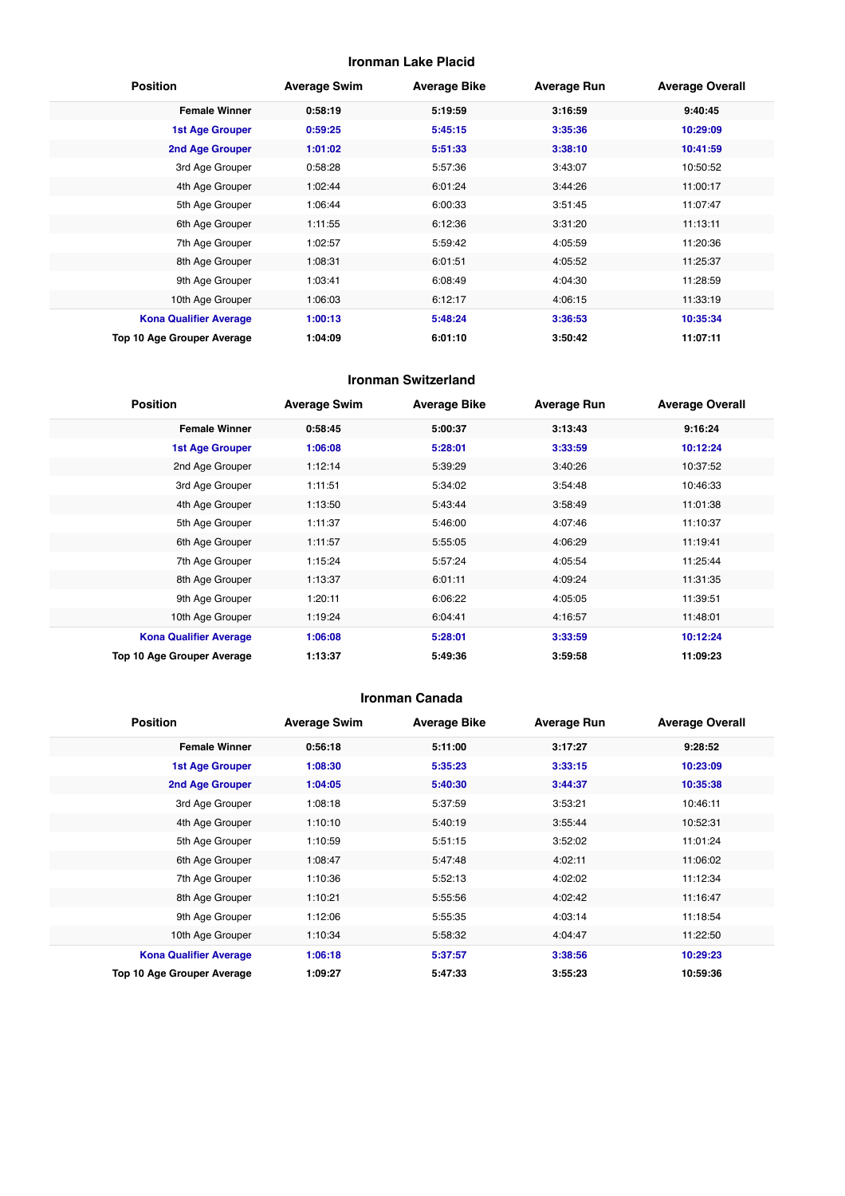## Ironman Lake Placid

| Position | Average Swim | Average Bike | Average Run | Average Overall |
|---|---|---|---|---|
| **Female Winner** | **0:58:19** | **5:19:59** | **3:16:59** | **9:40:45** |
| **1st Age Grouper** | **0:59:25** | **5:45:15** | **3:35:36** | **10:29:09** |
| **2nd Age Grouper** | **1:01:02** | **5:51:33** | **3:38:10** | **10:41:59** |
| 3rd Age Grouper | 0:58:28 | 5:57:36 | 3:43:07 | 10:50:52 |
| 4th Age Grouper | 1:02:44 | 6:01:24 | 3:44:26 | 11:00:17 |
| 5th Age Grouper | 1:06:44 | 6:00:33 | 3:51:45 | 11:07:47 |
| 6th Age Grouper | 1:11:55 | 6:12:36 | 3:31:20 | 11:13:11 |
| 7th Age Grouper | 1:02:57 | 5:59:42 | 4:05:59 | 11:20:36 |
| 8th Age Grouper | 1:08:31 | 6:01:51 | 4:05:52 | 11:25:37 |
| 9th Age Grouper | 1:03:41 | 6:08:49 | 4:04:30 | 11:28:59 |
| 10th Age Grouper | 1:06:03 | 6:12:17 | 4:06:15 | 11:33:19 |
| **Kona Qualifier Average** | **1:00:13** | **5:48:24** | **3:36:53** | **10:35:34** |
| **Top 10 Age Grouper Average** | **1:04:09** | **6:01:10** | **3:50:42** | **11:07:11** |

## Ironman Switzerland

| Position | Average Swim | Average Bike | Average Run | Average Overall |
|---|---|---|---|---|
| **Female Winner** | **0:58:45** | **5:00:37** | **3:13:43** | **9:16:24** |
| **1st Age Grouper** | **1:06:08** | **5:28:01** | **3:33:59** | **10:12:24** |
| 2nd Age Grouper | 1:12:14 | 5:39:29 | 3:40:26 | 10:37:52 |
| 3rd Age Grouper | 1:11:51 | 5:34:02 | 3:54:48 | 10:46:33 |
| 4th Age Grouper | 1:13:50 | 5:43:44 | 3:58:49 | 11:01:38 |
| 5th Age Grouper | 1:11:37 | 5:46:00 | 4:07:46 | 11:10:37 |
| 6th Age Grouper | 1:11:57 | 5:55:05 | 4:06:29 | 11:19:41 |
| 7th Age Grouper | 1:15:24 | 5:57:24 | 4:05:54 | 11:25:44 |
| 8th Age Grouper | 1:13:37 | 6:01:11 | 4:09:24 | 11:31:35 |
| 9th Age Grouper | 1:20:11 | 6:06:22 | 4:05:05 | 11:39:51 |
| 10th Age Grouper | 1:19:24 | 6:04:41 | 4:16:57 | 11:48:01 |
| **Kona Qualifier Average** | **1:06:08** | **5:28:01** | **3:33:59** | **10:12:24** |
| **Top 10 Age Grouper Average** | **1:13:37** | **5:49:36** | **3:59:58** | **11:09:23** |

## Ironman Canada

| Position | Average Swim | Average Bike | Average Run | Average Overall |
|---|---|---|---|---|
| **Female Winner** | **0:56:18** | **5:11:00** | **3:17:27** | **9:28:52** |
| **1st Age Grouper** | **1:08:30** | **5:35:23** | **3:33:15** | **10:23:09** |
| **2nd Age Grouper** | **1:04:05** | **5:40:30** | **3:44:37** | **10:35:38** |
| 3rd Age Grouper | 1:08:18 | 5:37:59 | 3:53:21 | 10:46:11 |
| 4th Age Grouper | 1:10:10 | 5:40:19 | 3:55:44 | 10:52:31 |
| 5th Age Grouper | 1:10:59 | 5:51:15 | 3:52:02 | 11:01:24 |
| 6th Age Grouper | 1:08:47 | 5:47:48 | 4:02:11 | 11:06:02 |
| 7th Age Grouper | 1:10:36 | 5:52:13 | 4:02:02 | 11:12:34 |
| 8th Age Grouper | 1:10:21 | 5:55:56 | 4:02:42 | 11:16:47 |
| 9th Age Grouper | 1:12:06 | 5:55:35 | 4:03:14 | 11:18:54 |
| 10th Age Grouper | 1:10:34 | 5:58:32 | 4:04:47 | 11:22:50 |
| **Kona Qualifier Average** | **1:06:18** | **5:37:57** | **3:38:56** | **10:29:23** |
| **Top 10 Age Grouper Average** | **1:09:27** | **5:47:33** | **3:55:23** | **10:59:36** |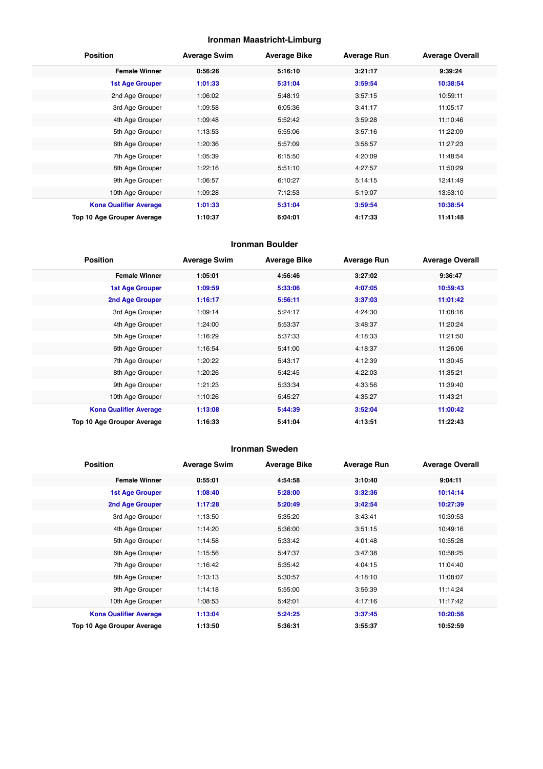## Ironman Maastricht-Limburg

| Position | Average Swim | Average Bike | Average Run | Average Overall |
|---|---|---|---|---|
| **Female Winner** | **0:56:26** | **5:16:10** | **3:21:17** | **9:39:24** |
| **1st Age Grouper** | **1:01:33** | **5:31:04** | **3:59:54** | **10:38:54** |
| 2nd Age Grouper | 1:06:02 | 5:48:19 | 3:57:15 | 10:59:11 |
| 3rd Age Grouper | 1:09:58 | 6:05:36 | 3:41:17 | 11:05:17 |
| 4th Age Grouper | 1:09:48 | 5:52:42 | 3:59:28 | 11:10:46 |
| 5th Age Grouper | 1:13:53 | 5:55:06 | 3:57:16 | 11:22:09 |
| 6th Age Grouper | 1:20:36 | 5:57:09 | 3:58:57 | 11:27:23 |
| 7th Age Grouper | 1:05:39 | 6:15:50 | 4:20:09 | 11:48:54 |
| 8th Age Grouper | 1:22:16 | 5:51:10 | 4:27:57 | 11:50:29 |
| 9th Age Grouper | 1:06:57 | 6:10:27 | 5:14:15 | 12:41:49 |
| 10th Age Grouper | 1:09:28 | 7:12:53 | 5:19:07 | 13:53:10 |
| **Kona Qualifier Average** | **1:01:33** | **5:31:04** | **3:59:54** | **10:38:54** |
| **Top 10 Age Grouper Average** | **1:10:37** | **6:04:01** | **4:17:33** | **11:41:48** |

## Ironman Boulder

| Position | Average Swim | Average Bike | Average Run | Average Overall |
|---|---|---|---|---|
| **Female Winner** | **1:05:01** | **4:56:46** | **3:27:02** | **9:36:47** |
| **1st Age Grouper** | **1:09:59** | **5:33:06** | **4:07:05** | **10:59:43** |
| **2nd Age Grouper** | **1:16:17** | **5:56:11** | **3:37:03** | **11:01:42** |
| 3rd Age Grouper | 1:09:14 | 5:24:17 | 4:24:30 | 11:08:16 |
| 4th Age Grouper | 1:24:00 | 5:53:37 | 3:48:37 | 11:20:24 |
| 5th Age Grouper | 1:16:29 | 5:37:33 | 4:18:33 | 11:21:50 |
| 6th Age Grouper | 1:16:54 | 5:41:00 | 4:18:37 | 11:26:06 |
| 7th Age Grouper | 1:20:22 | 5:43:17 | 4:12:39 | 11:30:45 |
| 8th Age Grouper | 1:20:26 | 5:42:45 | 4:22:03 | 11:35:21 |
| 9th Age Grouper | 1:21:23 | 5:33:34 | 4:33:56 | 11:39:40 |
| 10th Age Grouper | 1:10:26 | 5:45:27 | 4:35:27 | 11:43:21 |
| **Kona Qualifier Average** | **1:13:08** | **5:44:39** | **3:52:04** | **11:00:42** |
| **Top 10 Age Grouper Average** | **1:16:33** | **5:41:04** | **4:13:51** | **11:22:43** |

## Ironman Sweden

| Position | Average Swim | Average Bike | Average Run | Average Overall |
|---|---|---|---|---|
| **Female Winner** | **0:55:01** | **4:54:58** | **3:10:40** | **9:04:11** |
| **1st Age Grouper** | **1:08:40** | **5:28:00** | **3:32:36** | **10:14:14** |
| **2nd Age Grouper** | **1:17:28** | **5:20:49** | **3:42:54** | **10:27:39** |
| 3rd Age Grouper | 1:13:50 | 5:35:20 | 3:43:41 | 10:39:53 |
| 4th Age Grouper | 1:14:20 | 5:36:00 | 3:51:15 | 10:49:16 |
| 5th Age Grouper | 1:14:58 | 5:33:42 | 4:01:48 | 10:55:28 |
| 6th Age Grouper | 1:15:56 | 5:47:37 | 3:47:38 | 10:58:25 |
| 7th Age Grouper | 1:16:42 | 5:35:42 | 4:04:15 | 11:04:40 |
| 8th Age Grouper | 1:13:13 | 5:30:57 | 4:18:10 | 11:08:07 |
| 9th Age Grouper | 1:14:18 | 5:55:00 | 3:56:39 | 11:14:24 |
| 10th Age Grouper | 1:08:53 | 5:42:01 | 4:17:16 | 11:17:42 |
| **Kona Qualifier Average** | **1:13:04** | **5:24:25** | **3:37:45** | **10:20:56** |
| **Top 10 Age Grouper Average** | **1:13:50** | **5:36:31** | **3:55:37** | **10:52:59** |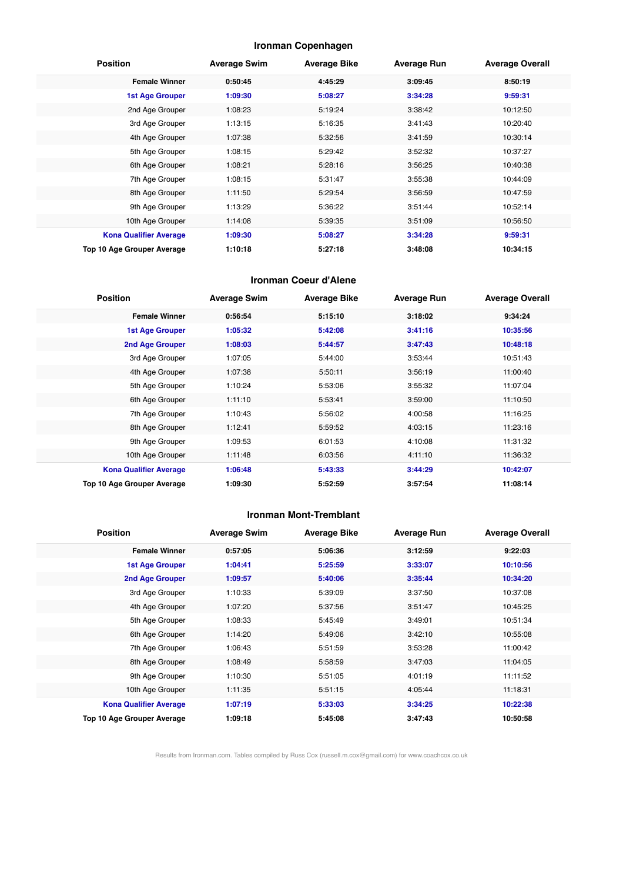## Ironman Copenhagen

| Position | Average Swim | Average Bike | Average Run | Average Overall |
|---|---|---|---|---|
| **Female Winner** | **0:50:45** | **4:45:29** | **3:09:45** | **8:50:19** |
| **1st Age Grouper** | **1:09:30** | **5:08:27** | **3:34:28** | **9:59:31** |
| 2nd Age Grouper | 1:08:23 | 5:19:24 | 3:38:42 | 10:12:50 |
| 3rd Age Grouper | 1:13:15 | 5:16:35 | 3:41:43 | 10:20:40 |
| 4th Age Grouper | 1:07:38 | 5:32:56 | 3:41:59 | 10:30:14 |
| 5th Age Grouper | 1:08:15 | 5:29:42 | 3:52:32 | 10:37:27 |
| 6th Age Grouper | 1:08:21 | 5:28:16 | 3:56:25 | 10:40:38 |
| 7th Age Grouper | 1:08:15 | 5:31:47 | 3:55:38 | 10:44:09 |
| 8th Age Grouper | 1:11:50 | 5:29:54 | 3:56:59 | 10:47:59 |
| 9th Age Grouper | 1:13:29 | 5:36:22 | 3:51:44 | 10:52:14 |
| 10th Age Grouper | 1:14:08 | 5:39:35 | 3:51:09 | 10:56:50 |
| **Kona Qualifier Average** | **1:09:30** | **5:08:27** | **3:34:28** | **9:59:31** |
| **Top 10 Age Grouper Average** | **1:10:18** | **5:27:18** | **3:48:08** | **10:34:15** |

## Ironman Coeur d'Alene

| Position | Average Swim | Average Bike | Average Run | Average Overall |
|---|---|---|---|---|
| **Female Winner** | **0:56:54** | **5:15:10** | **3:18:02** | **9:34:24** |
| **1st Age Grouper** | **1:05:32** | **5:42:08** | **3:41:16** | **10:35:56** |
| **2nd Age Grouper** | **1:08:03** | **5:44:57** | **3:47:43** | **10:48:18** |
| 3rd Age Grouper | 1:07:05 | 5:44:00 | 3:53:44 | 10:51:43 |
| 4th Age Grouper | 1:07:38 | 5:50:11 | 3:56:19 | 11:00:40 |
| 5th Age Grouper | 1:10:24 | 5:53:06 | 3:55:32 | 11:07:04 |
| 6th Age Grouper | 1:11:10 | 5:53:41 | 3:59:00 | 11:10:50 |
| 7th Age Grouper | 1:10:43 | 5:56:02 | 4:00:58 | 11:16:25 |
| 8th Age Grouper | 1:12:41 | 5:59:52 | 4:03:15 | 11:23:16 |
| 9th Age Grouper | 1:09:53 | 6:01:53 | 4:10:08 | 11:31:32 |
| 10th Age Grouper | 1:11:48 | 6:03:56 | 4:11:10 | 11:36:32 |
| **Kona Qualifier Average** | **1:06:48** | **5:43:33** | **3:44:29** | **10:42:07** |
| **Top 10 Age Grouper Average** | **1:09:30** | **5:52:59** | **3:57:54** | **11:08:14** |

## Ironman Mont-Tremblant

| Position | Average Swim | Average Bike | Average Run | Average Overall |
|---|---|---|---|---|
| **Female Winner** | **0:57:05** | **5:06:36** | **3:12:59** | **9:22:03** |
| **1st Age Grouper** | **1:04:41** | **5:25:59** | **3:33:07** | **10:10:56** |
| **2nd Age Grouper** | **1:09:57** | **5:40:06** | **3:35:44** | **10:34:20** |
| 3rd Age Grouper | 1:10:33 | 5:39:09 | 3:37:50 | 10:37:08 |
| 4th Age Grouper | 1:07:20 | 5:37:56 | 3:51:47 | 10:45:25 |
| 5th Age Grouper | 1:08:33 | 5:45:49 | 3:49:01 | 10:51:34 |
| 6th Age Grouper | 1:14:20 | 5:49:06 | 3:42:10 | 10:55:08 |
| 7th Age Grouper | 1:06:43 | 5:51:59 | 3:53:28 | 11:00:42 |
| 8th Age Grouper | 1:08:49 | 5:58:59 | 3:47:03 | 11:04:05 |
| 9th Age Grouper | 1:10:30 | 5:51:05 | 4:01:19 | 11:11:52 |
| 10th Age Grouper | 1:11:35 | 5:51:15 | 4:05:44 | 11:18:31 |
| **Kona Qualifier Average** | **1:07:19** | **5:33:03** | **3:34:25** | **10:22:38** |
| **Top 10 Age Grouper Average** | **1:09:18** | **5:45:08** | **3:47:43** | **10:50:58** |

Results from Ironman.com. Tables compiled by Russ Cox (russell.m.cox@gmail.com) for www.coachcox.co.uk